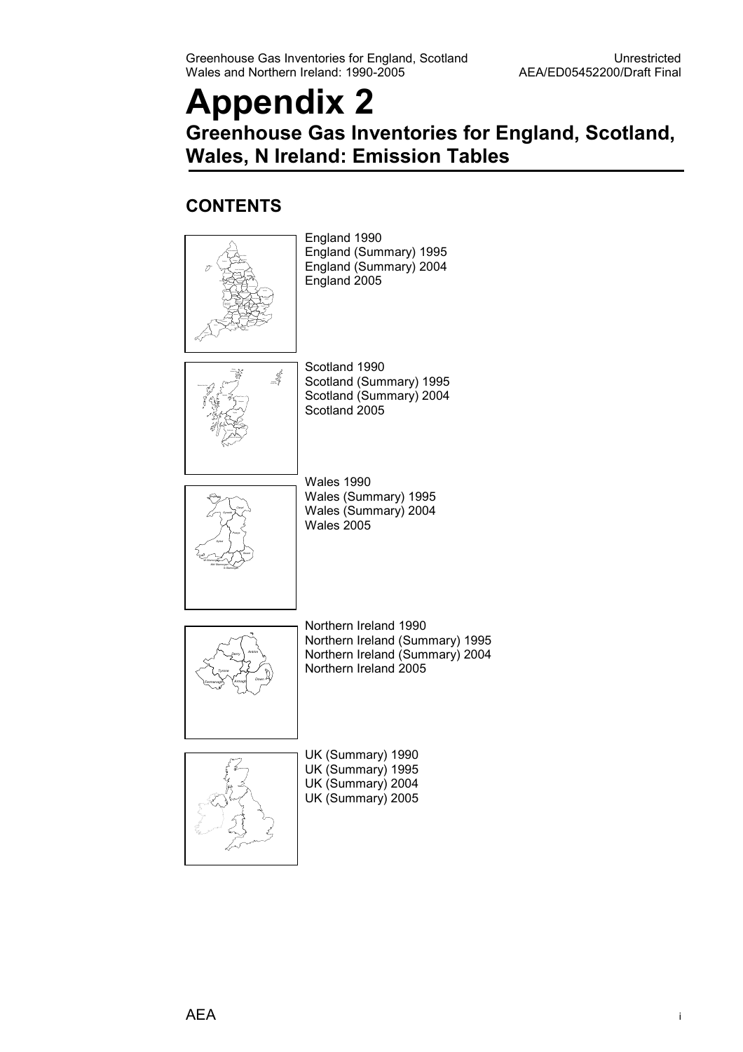# Appendix 2

## Greenhouse Gas Inventories for England, Scotland, Wales, N Ireland: Emission Tables

### CONTENTS

England 1990
England (Summary) 1995
England (Summary) 2004
England 2005

Scotland 1990
Scotland (Summary) 1995
Scotland (Summary) 2004
Scotland 2005

Wales 1990
Wales (Summary) 1995
Wales (Summary) 2004
Wales 2005

Northern Ireland 1990
Northern Ireland (Summary) 1995
Northern Ireland (Summary) 2004
Northern Ireland 2005

UK (Summary) 1990
UK (Summary) 1995
UK (Summary) 2004
UK (Summary) 2005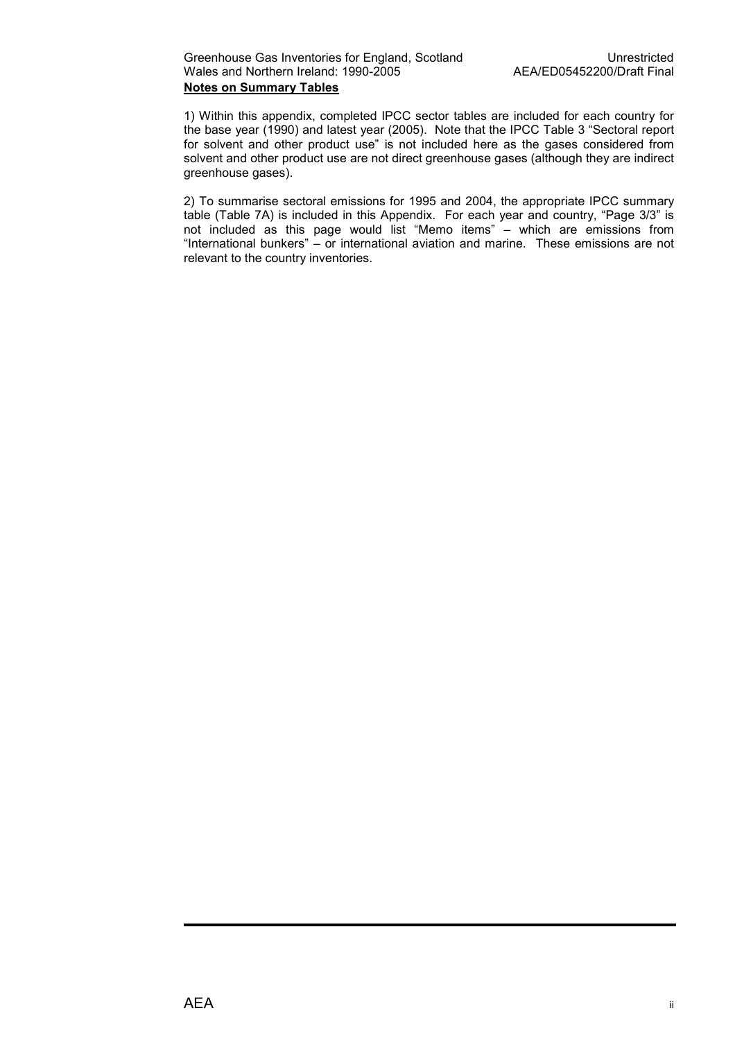**Notes on Summary Tables**

1) Within this appendix, completed IPCC sector tables are included for each country for the base year (1990) and latest year (2005). Note that the IPCC Table 3 "Sectoral report for solvent and other product use" is not included here as the gases considered from solvent and other product use are not direct greenhouse gases (although they are indirect greenhouse gases).

2) To summarise sectoral emissions for 1995 and 2004, the appropriate IPCC summary table (Table 7A) is included in this Appendix. For each year and country, "Page 3/3" is not included as this page would list "Memo items" – which are emissions from "International bunkers" – or international aviation and marine. These emissions are not relevant to the country inventories.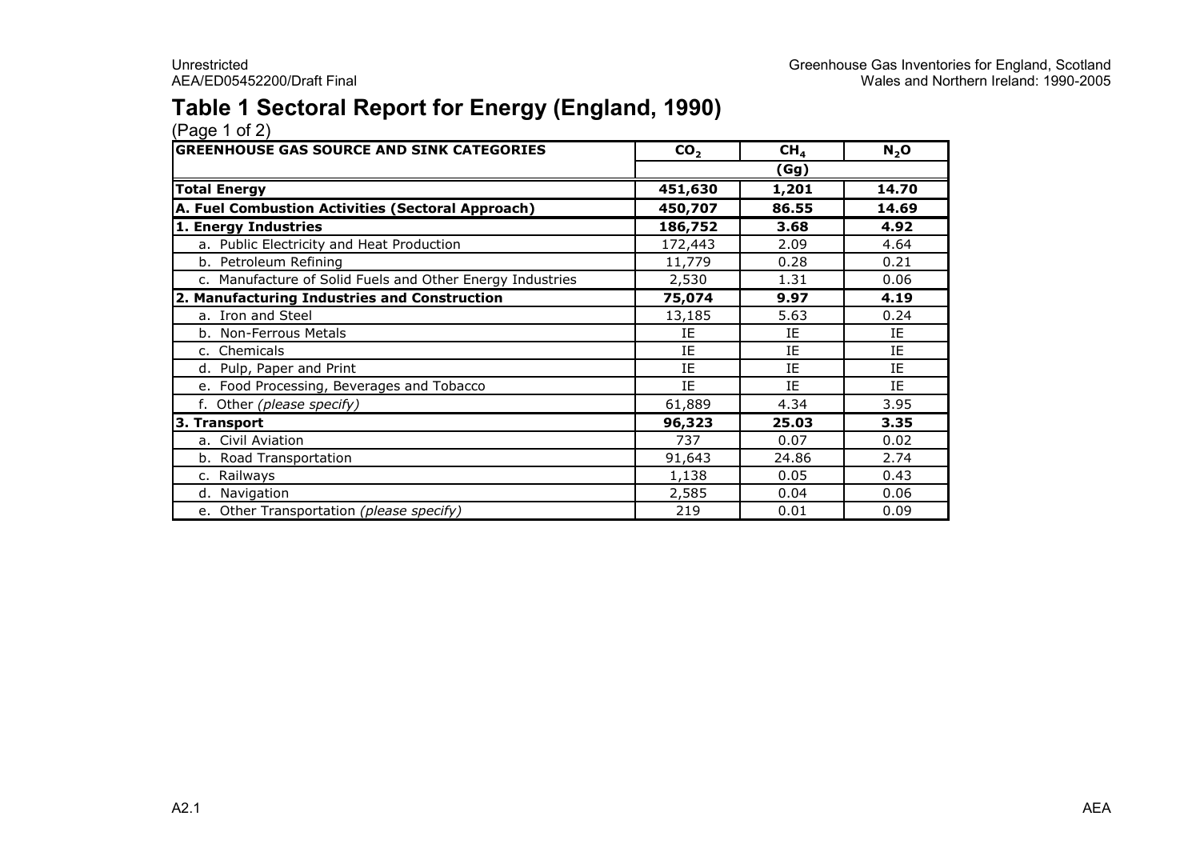# Table 1 Sectoral Report for Energy (England, 1990)

(Page 1 of 2)

| GREENHOUSE GAS SOURCE AND SINK CATEGORIES | $CO_2$ | $CH_4$ | $N_2O$ |
|---|---|---|---|
| | (Gg) | | |
| **Total Energy** | **451,630** | **1,201** | **14.70** |
| **A. Fuel Combustion Activities (Sectoral Approach)** | **450,707** | **86.55** | **14.69** |
| **1. Energy Industries** | **186,752** | **3.68** | **4.92** |
| a. Public Electricity and Heat Production | 172,443 | 2.09 | 4.64 |
| b. Petroleum Refining | 11,779 | 0.28 | 0.21 |
| c. Manufacture of Solid Fuels and Other Energy Industries | 2,530 | 1.31 | 0.06 |
| **2. Manufacturing Industries and Construction** | **75,074** | **9.97** | **4.19** |
| a. Iron and Steel | 13,185 | 5.63 | 0.24 |
| b. Non-Ferrous Metals | IE | IE | IE |
| c. Chemicals | IE | IE | IE |
| d. Pulp, Paper and Print | IE | IE | IE |
| e. Food Processing, Beverages and Tobacco | IE | IE | IE |
| f. Other *(please specify)* | 61,889 | 4.34 | 3.95 |
| **3. Transport** | **96,323** | **25.03** | **3.35** |
| a. Civil Aviation | 737 | 0.07 | 0.02 |
| b. Road Transportation | 91,643 | 24.86 | 2.74 |
| c. Railways | 1,138 | 0.05 | 0.43 |
| d. Navigation | 2,585 | 0.04 | 0.06 |
| e. Other Transportation *(please specify)* | 219 | 0.01 | 0.09 |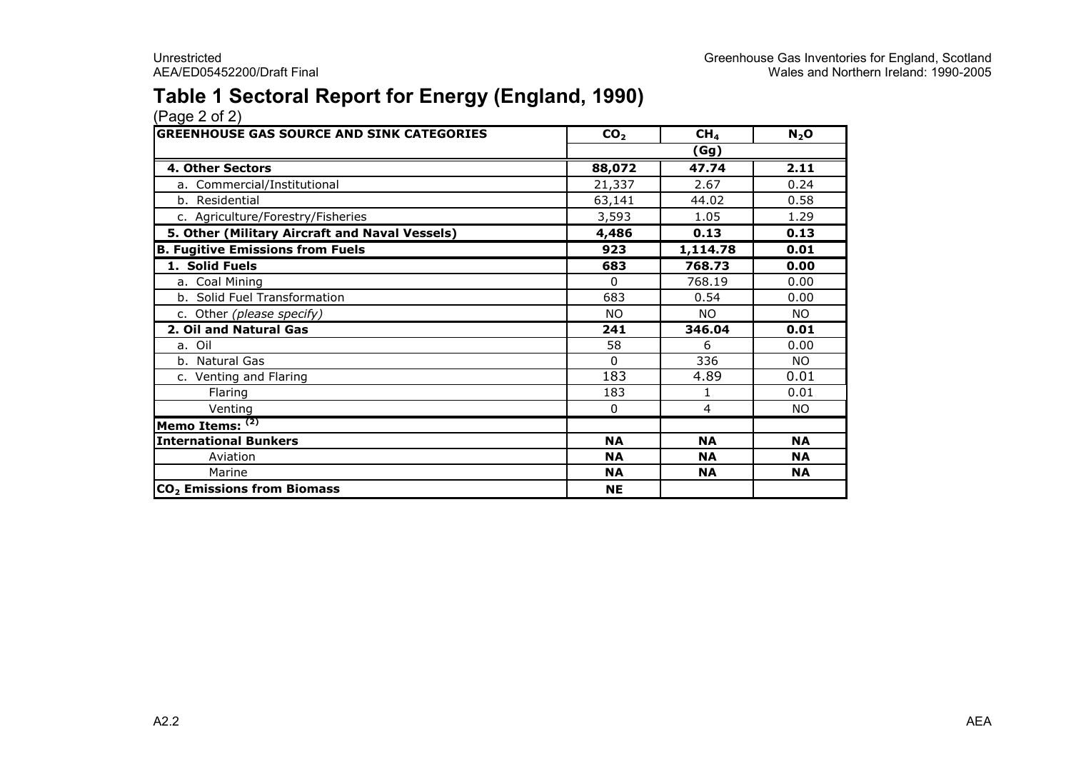# Table 1 Sectoral Report for Energy (England, 1990)

(Page 2 of 2)

| GREENHOUSE GAS SOURCE AND SINK CATEGORIES | $CO_2$ | $CH_4$ | $N_2O$ |
|---|---|---|---|
| | (Gg) | | |
| **4. Other Sectors** | **88,072** | **47.74** | **2.11** |
| a. Commercial/Institutional | 21,337 | 2.67 | 0.24 |
| b. Residential | 63,141 | 44.02 | 0.58 |
| c. Agriculture/Forestry/Fisheries | 3,593 | 1.05 | 1.29 |
| **5. Other (Military Aircraft and Naval Vessels)** | **4,486** | **0.13** | **0.13** |
| **B. Fugitive Emissions from Fuels** | **923** | **1,114.78** | **0.01** |
| **1. Solid Fuels** | **683** | **768.73** | **0.00** |
| a. Coal Mining | 0 | 768.19 | 0.00 |
| b. Solid Fuel Transformation | 683 | 0.54 | 0.00 |
| c. Other *(please specify)* | NO | NO | NO |
| **2. Oil and Natural Gas** | **241** | **346.04** | **0.01** |
| a. Oil | 58 | 6 | 0.00 |
| b. Natural Gas | 0 | 336 | NO |
| c. Venting and Flaring | 183 | 4.89 | 0.01 |
| Flaring | 183 | 1 | 0.01 |
| Venting | 0 | 4 | NO |
| **Memo Items:** (2) | | | |
| **International Bunkers** | **NA** | **NA** | **NA** |
| Aviation | **NA** | **NA** | **NA** |
| Marine | **NA** | **NA** | **NA** |
| **$CO_2$ Emissions from Biomass** | **NE** | | |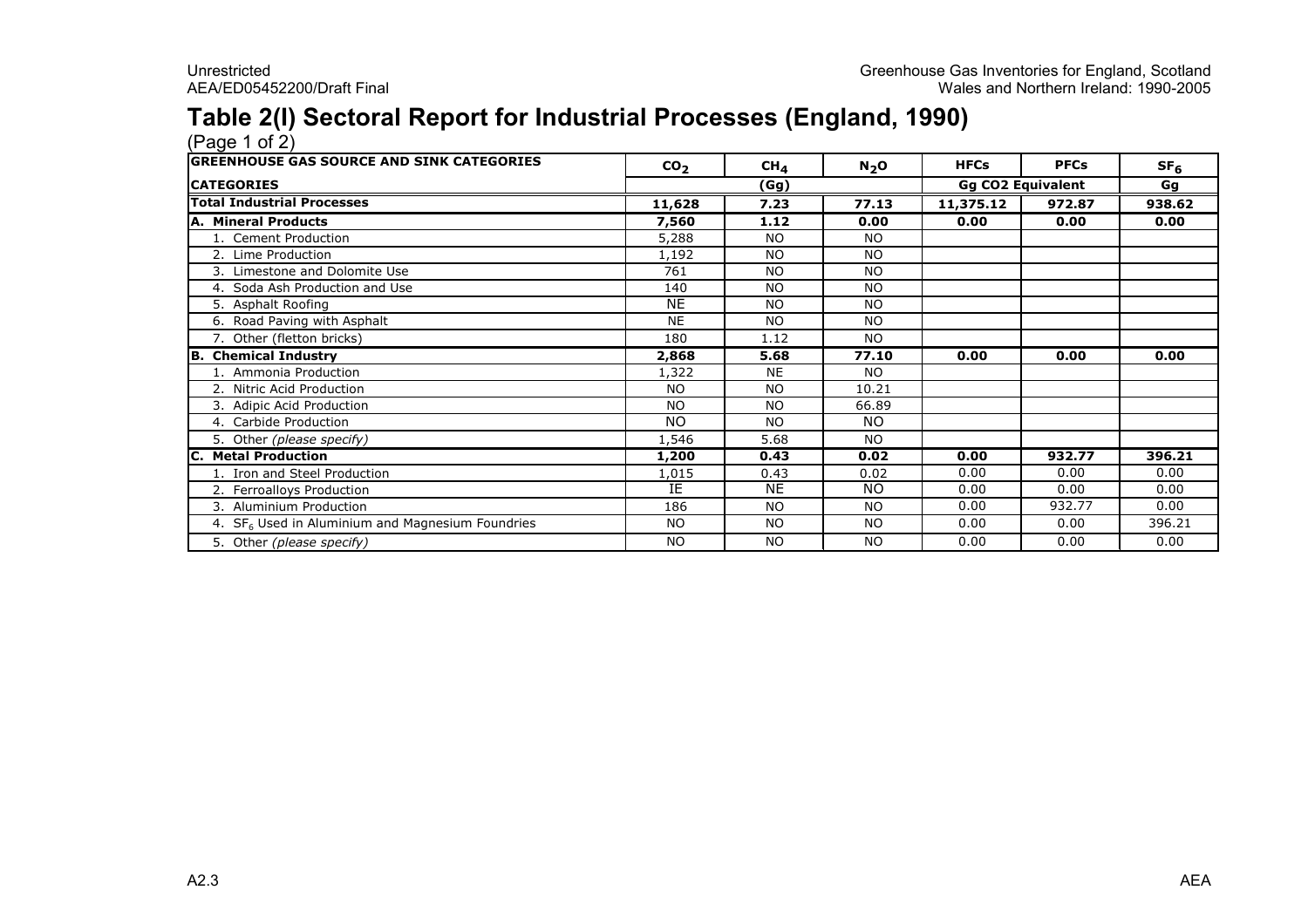# Table 2(I) Sectoral Report for Industrial Processes (England, 1990)

(Page 1 of 2)

| GREENHOUSE GAS SOURCE AND SINK CATEGORIES | $CO_2$ | $CH_4$ | $N_2O$ | HFCs | PFCs | $SF_6$ |
|---|---|---|---|---|---|---|
| **CATEGORIES** | | **(Gg)** | | **Gg CO2 Equivalent** | | **Gg** |
| **Total Industrial Processes** | **11,628** | **7.23** | **77.13** | **11,375.12** | **972.87** | **938.62** |
| **A. Mineral Products** | **7,560** | **1.12** | **0.00** | **0.00** | **0.00** | **0.00** |
| 1. Cement Production | 5,288 | NO | NO | | | |
| 2. Lime Production | 1,192 | NO | NO | | | |
| 3. Limestone and Dolomite Use | 761 | NO | NO | | | |
| 4. Soda Ash Production and Use | 140 | NO | NO | | | |
| 5. Asphalt Roofing | NE | NO | NO | | | |
| 6. Road Paving with Asphalt | NE | NO | NO | | | |
| 7. Other (fletton bricks) | 180 | 1.12 | NO | | | |
| **B. Chemical Industry** | **2,868** | **5.68** | **77.10** | **0.00** | **0.00** | **0.00** |
| 1. Ammonia Production | 1,322 | NE | NO | | | |
| 2. Nitric Acid Production | NO | NO | 10.21 | | | |
| 3. Adipic Acid Production | NO | NO | 66.89 | | | |
| 4. Carbide Production | NO | NO | NO | | | |
| 5. Other *(please specify)* | 1,546 | 5.68 | NO | | | |
| **C. Metal Production** | **1,200** | **0.43** | **0.02** | **0.00** | **932.77** | **396.21** |
| 1. Iron and Steel Production | 1,015 | 0.43 | 0.02 | 0.00 | 0.00 | 0.00 |
| 2. Ferroalloys Production | IE | NE | NO | 0.00 | 0.00 | 0.00 |
| 3. Aluminium Production | 186 | NO | NO | 0.00 | 932.77 | 0.00 |
| 4. $SF_6$ Used in Aluminium and Magnesium Foundries | NO | NO | NO | 0.00 | 0.00 | 396.21 |
| 5. Other *(please specify)* | NO | NO | NO | 0.00 | 0.00 | 0.00 |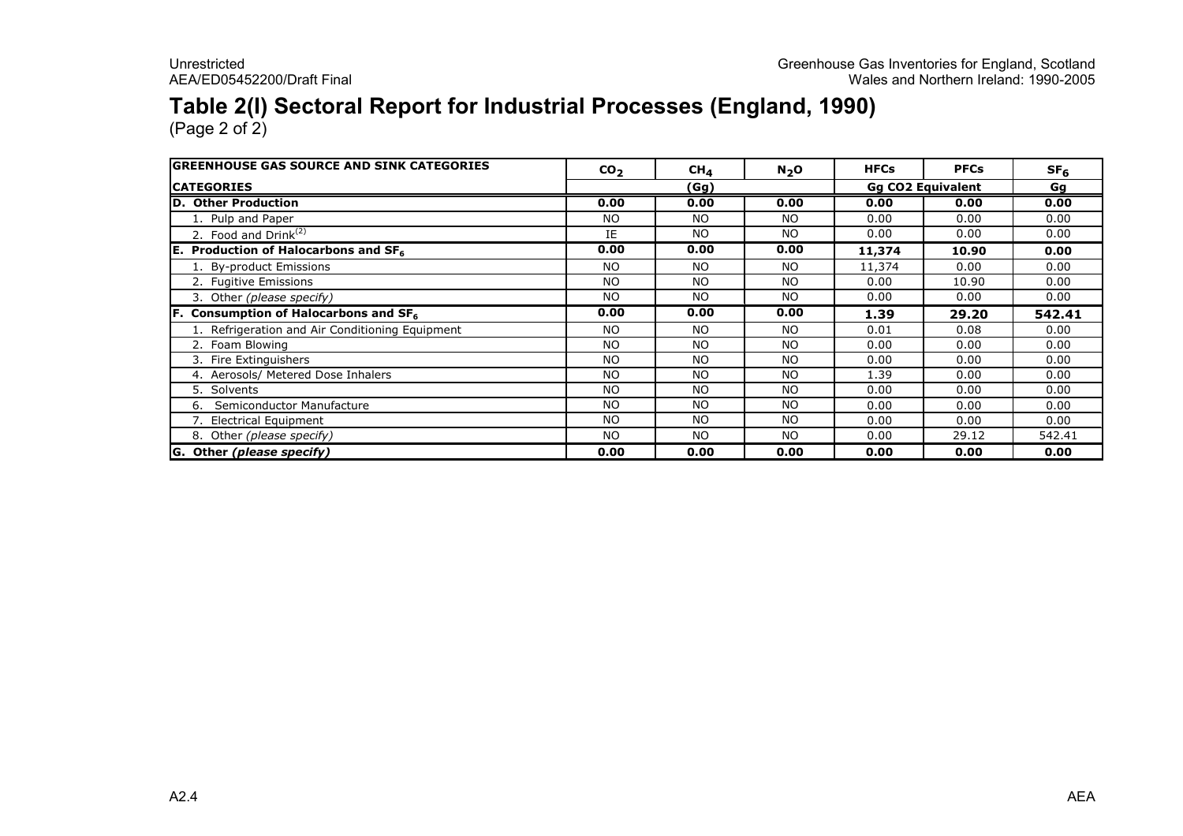# Table 2(I) Sectoral Report for Industrial Processes (England, 1990)

(Page 2 of 2)

| GREENHOUSE GAS SOURCE AND SINK CATEGORIES | $CO_2$ | $CH_4$ | $N_2O$ | HFCs | PFCs | $SF_6$ |
|---|---|---|---|---|---|---|
| **CATEGORIES** | | (Gg) | | Gg CO2 Equivalent | | Gg |
| **D. Other Production** | **0.00** | **0.00** | **0.00** | **0.00** | **0.00** | **0.00** |
| 1. Pulp and Paper | NO | NO | NO | 0.00 | 0.00 | 0.00 |
| 2. Food and Drink[2] | IE | NO | NO | 0.00 | 0.00 | 0.00 |
| **E. Production of Halocarbons and $SF_6$** | **0.00** | **0.00** | **0.00** | **11,374** | **10.90** | **0.00** |
| 1. By-product Emissions | NO | NO | NO | 11,374 | 0.00 | 0.00 |
| 2. Fugitive Emissions | NO | NO | NO | 0.00 | 10.90 | 0.00 |
| 3. Other *(please specify)* | NO | NO | NO | 0.00 | 0.00 | 0.00 |
| **F. Consumption of Halocarbons and $SF_6$** | **0.00** | **0.00** | **0.00** | **1.39** | **29.20** | **542.41** |
| 1. Refrigeration and Air Conditioning Equipment | NO | NO | NO | 0.01 | 0.08 | 0.00 |
| 2. Foam Blowing | NO | NO | NO | 0.00 | 0.00 | 0.00 |
| 3. Fire Extinguishers | NO | NO | NO | 0.00 | 0.00 | 0.00 |
| 4. Aerosols/ Metered Dose Inhalers | NO | NO | NO | 1.39 | 0.00 | 0.00 |
| 5. Solvents | NO | NO | NO | 0.00 | 0.00 | 0.00 |
| 6. Semiconductor Manufacture | NO | NO | NO | 0.00 | 0.00 | 0.00 |
| 7. Electrical Equipment | NO | NO | NO | 0.00 | 0.00 | 0.00 |
| 8. Other *(please specify)* | NO | NO | NO | 0.00 | 29.12 | 542.41 |
| **G. Other *(please specify)*** | **0.00** | **0.00** | **0.00** | **0.00** | **0.00** | **0.00** |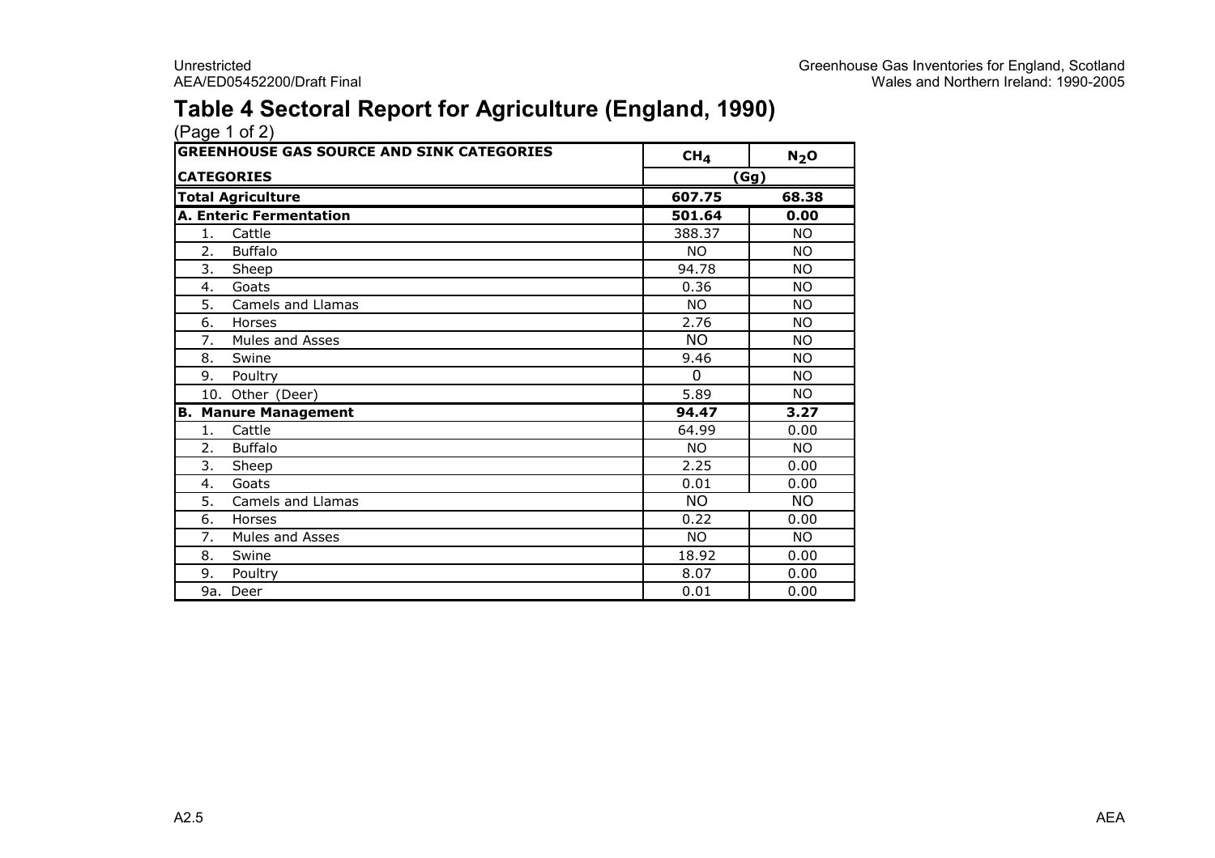# Table 4 Sectoral Report for Agriculture (England, 1990)

(Page 1 of 2)

| GREENHOUSE GAS SOURCE AND SINK CATEGORIES | $CH_4$ | $N_2O$ |
|---|---|---|
| **CATEGORIES** | **(Gg)** | |
| **Total Agriculture** | **607.75** | **68.38** |
| **A. Enteric Fermentation** | **501.64** | **0.00** |
| 1. Cattle | 388.37 | NO |
| 2. Buffalo | NO | NO |
| 3. Sheep | 94.78 | NO |
| 4. Goats | 0.36 | NO |
| 5. Camels and Llamas | NO | NO |
| 6. Horses | 2.76 | NO |
| 7. Mules and Asses | NO | NO |
| 8. Swine | 9.46 | NO |
| 9. Poultry | 0 | NO |
| 10. Other (Deer) | 5.89 | NO |
| **B. Manure Management** | **94.47** | **3.27** |
| 1. Cattle | 64.99 | 0.00 |
| 2. Buffalo | NO | NO |
| 3. Sheep | 2.25 | 0.00 |
| 4. Goats | 0.01 | 0.00 |
| 5. Camels and Llamas | NO | NO |
| 6. Horses | 0.22 | 0.00 |
| 7. Mules and Asses | NO | NO |
| 8. Swine | 18.92 | 0.00 |
| 9. Poultry | 8.07 | 0.00 |
| 9a. Deer | 0.01 | 0.00 |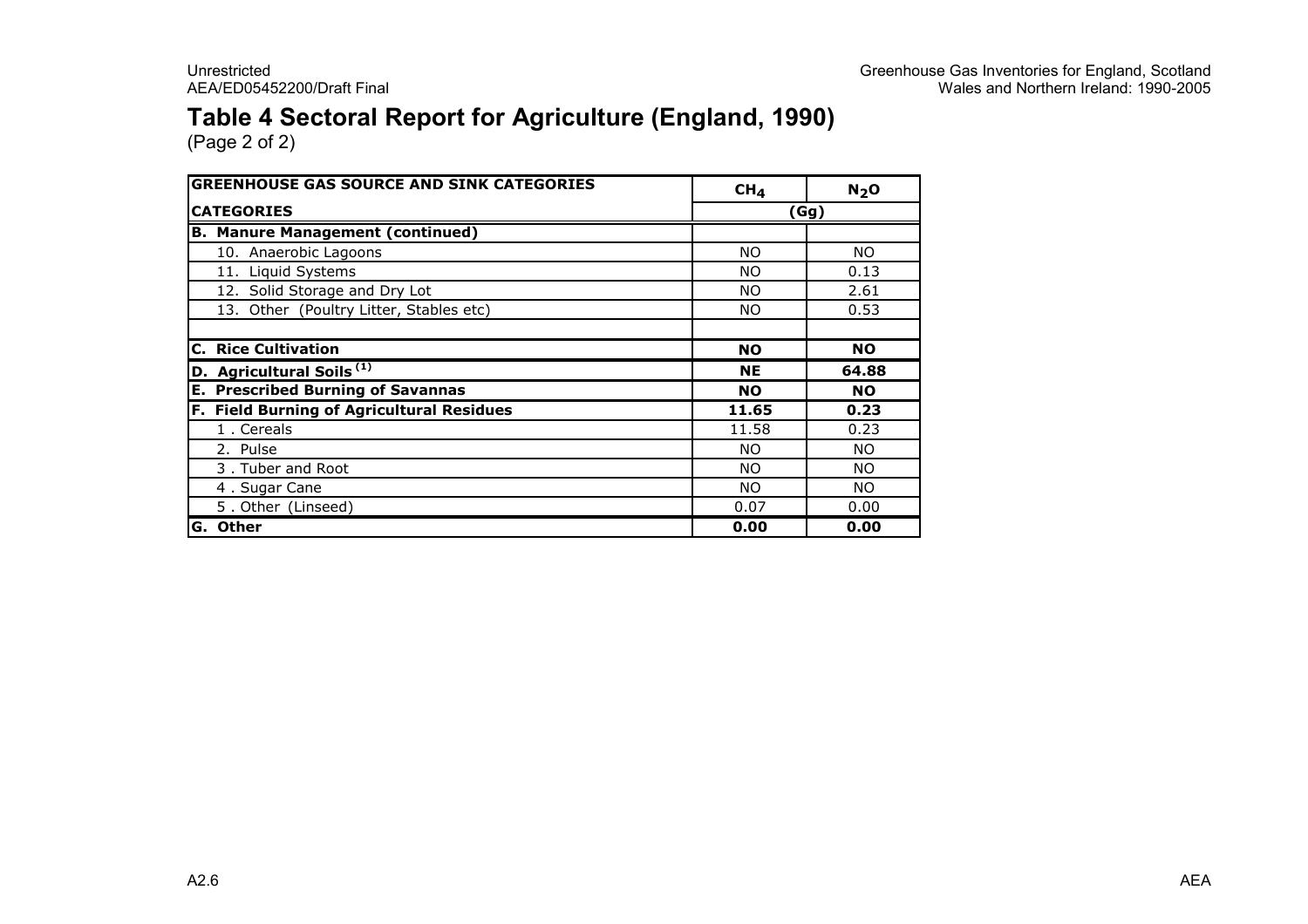# Table 4 Sectoral Report for Agriculture (England, 1990)

(Page 2 of 2)

| GREENHOUSE GAS SOURCE AND SINK CATEGORIES | $CH_4$ | $N_2O$ |
|---|---|---|
| **CATEGORIES** | (Gg) | |
| **B. Manure Management (continued)** | | |
| 10. Anaerobic Lagoons | NO | NO |
| 11. Liquid Systems | NO | 0.13 |
| 12. Solid Storage and Dry Lot | NO | 2.61 |
| 13. Other (Poultry Litter, Stables etc) | NO | 0.53 |
| | | |
| **C. Rice Cultivation** | **NO** | **NO** |
| **D. Agricultural Soils [1]** | **NE** | **64.88** |
| **E. Prescribed Burning of Savannas** | **NO** | **NO** |
| **F. Field Burning of Agricultural Residues** | **11.65** | **0.23** |
| 1 . Cereals | 11.58 | 0.23 |
| 2. Pulse | NO | NO |
| 3 . Tuber and Root | NO | NO |
| 4 . Sugar Cane | NO | NO |
| 5 . Other (Linseed) | 0.07 | 0.00 |
| **G. Other** | **0.00** | **0.00** |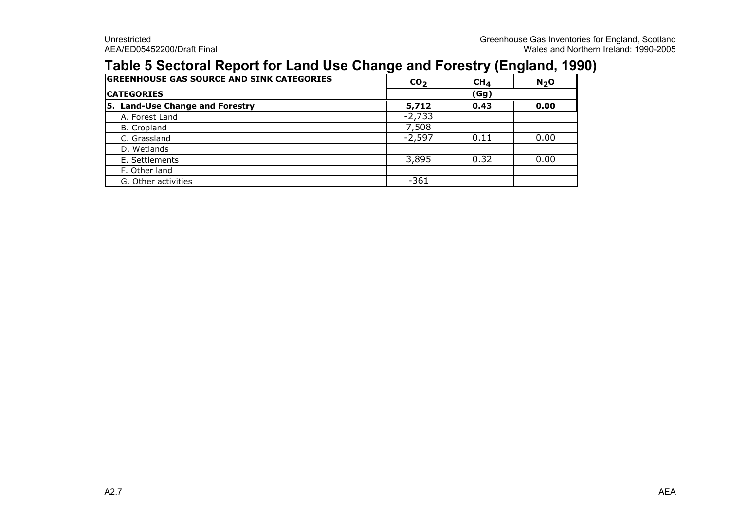## Table 5 Sectoral Report for Land Use Change and Forestry (England, 1990)

| GREENHOUSE GAS SOURCE AND SINK CATEGORIES | $CO_2$ | $CH_4$ | $N_2O$ |
|---|---|---|---|
| **CATEGORIES** | | **(Gg)** | |
| **5. Land-Use Change and Forestry** | **5,712** | **0.43** | **0.00** |
| A. Forest Land | -2,733 | | |
| B. Cropland | 7,508 | | |
| C. Grassland | -2,597 | 0.11 | 0.00 |
| D. Wetlands | | | |
| E. Settlements | 3,895 | 0.32 | 0.00 |
| F. Other land | | | |
| G. Other activities | -361 | | |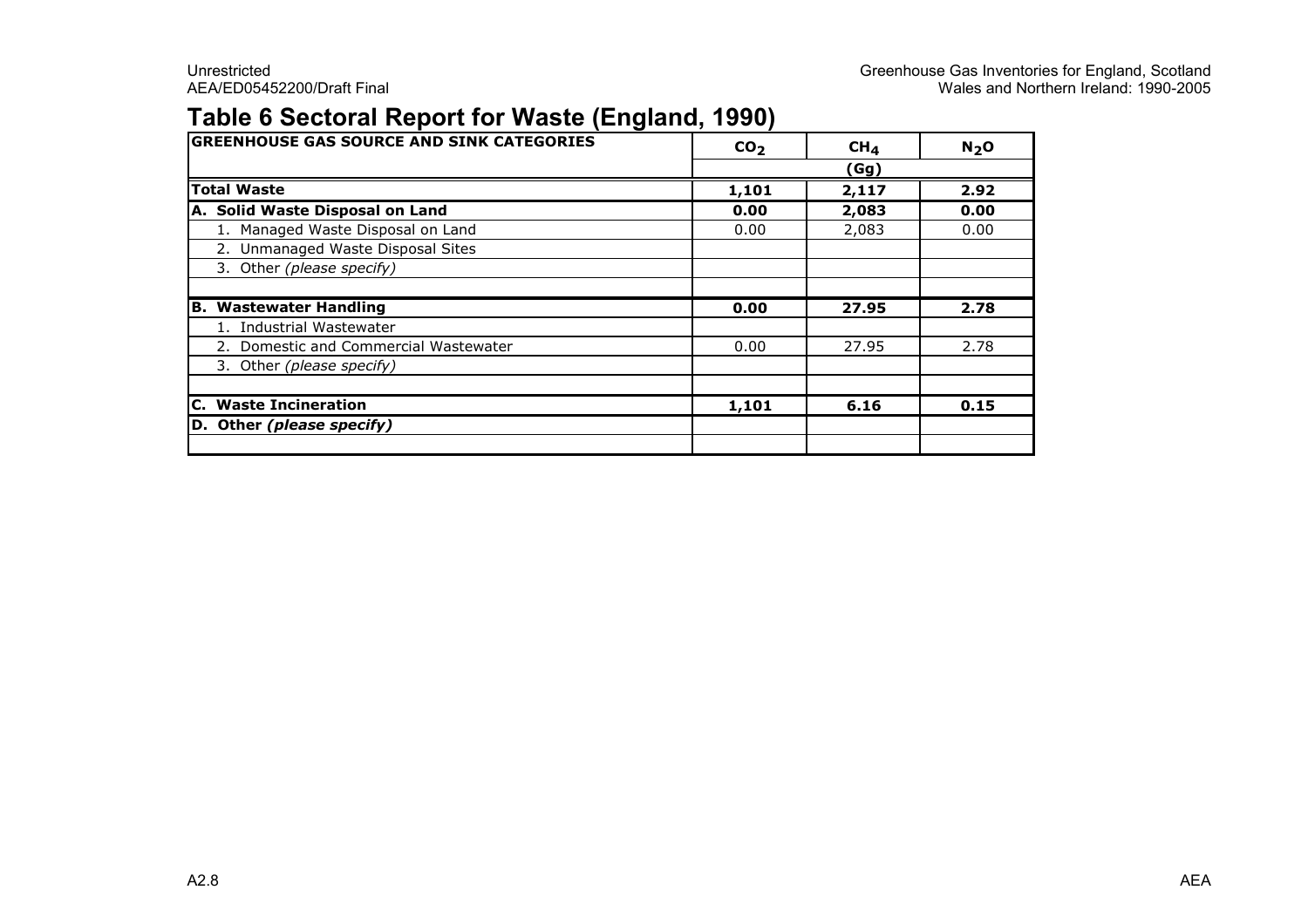# Table 6 Sectoral Report for Waste (England, 1990)

| GREENHOUSE GAS SOURCE AND SINK CATEGORIES | $CO_2$ | $CH_4$ | $N_2O$ |
|---|---|---|---|
| | | (Gg) | |
| **Total Waste** | **1,101** | **2,117** | **2.92** |
| **A. Solid Waste Disposal on Land** | **0.00** | **2,083** | **0.00** |
| 1. Managed Waste Disposal on Land | 0.00 | 2,083 | 0.00 |
| 2. Unmanaged Waste Disposal Sites | | | |
| 3. Other *(please specify)* | | | |
| | | | |
| **B. Wastewater Handling** | **0.00** | **27.95** | **2.78** |
| 1. Industrial Wastewater | | | |
| 2. Domestic and Commercial Wastewater | 0.00 | 27.95 | 2.78 |
| 3. Other *(please specify)* | | | |
| | | | |
| **C. Waste Incineration** | **1,101** | **6.16** | **0.15** |
| **D. Other *(please specify)*** | | | |
| | | | |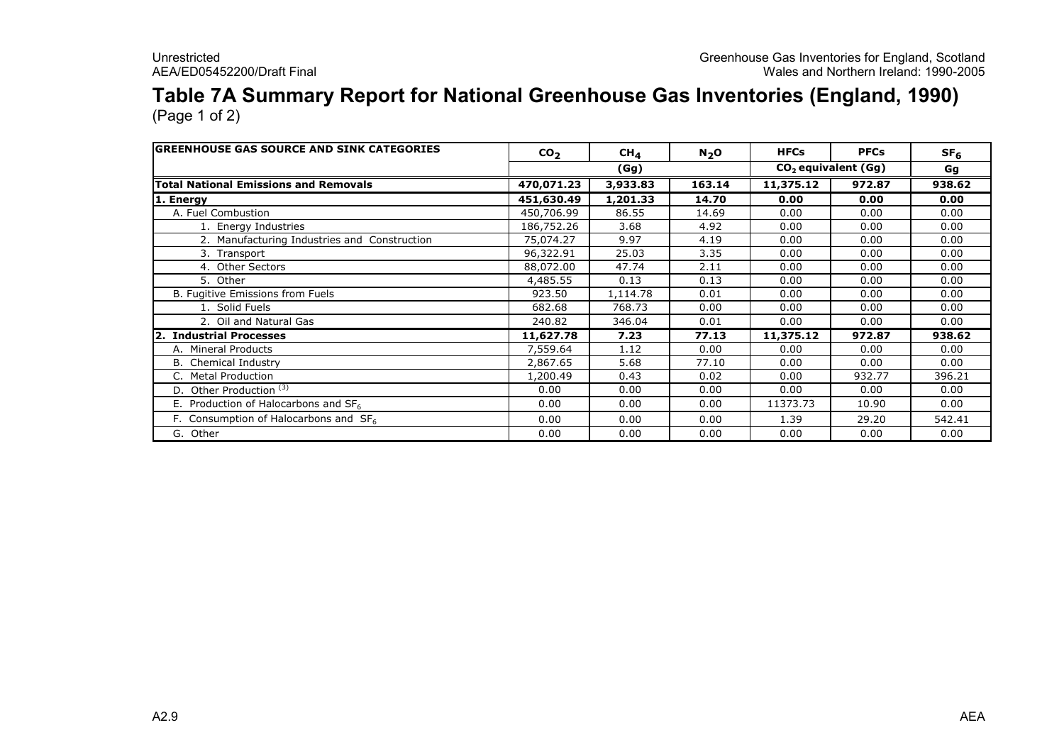# Table 7A Summary Report for National Greenhouse Gas Inventories (England, 1990)

(Page 1 of 2)

| GREENHOUSE GAS SOURCE AND SINK CATEGORIES | $CO_2$ | $CH_4$ | $N_2O$ | HFCs | PFCs | $SF_6$ |
|---|---|---|---|---|---|---|
| | (Gg) | | | $CO_2$ equivalent (Gg) | | Gg |
| **Total National Emissions and Removals** | **470,071.23** | **3,933.83** | **163.14** | **11,375.12** | **972.87** | **938.62** |
| **1. Energy** | **451,630.49** | **1,201.33** | **14.70** | **0.00** | **0.00** | **0.00** |
| A. Fuel Combustion | 450,706.99 | 86.55 | 14.69 | 0.00 | 0.00 | 0.00 |
| 1. Energy Industries | 186,752.26 | 3.68 | 4.92 | 0.00 | 0.00 | 0.00 |
| 2. Manufacturing Industries and Construction | 75,074.27 | 9.97 | 4.19 | 0.00 | 0.00 | 0.00 |
| 3. Transport | 96,322.91 | 25.03 | 3.35 | 0.00 | 0.00 | 0.00 |
| 4. Other Sectors | 88,072.00 | 47.74 | 2.11 | 0.00 | 0.00 | 0.00 |
| 5. Other | 4,485.55 | 0.13 | 0.13 | 0.00 | 0.00 | 0.00 |
| B. Fugitive Emissions from Fuels | 923.50 | 1,114.78 | 0.01 | 0.00 | 0.00 | 0.00 |
| 1. Solid Fuels | 682.68 | 768.73 | 0.00 | 0.00 | 0.00 | 0.00 |
| 2. Oil and Natural Gas | 240.82 | 346.04 | 0.01 | 0.00 | 0.00 | 0.00 |
| **2. Industrial Processes** | **11,627.78** | **7.23** | **77.13** | **11,375.12** | **972.87** | **938.62** |
| A. Mineral Products | 7,559.64 | 1.12 | 0.00 | 0.00 | 0.00 | 0.00 |
| B. Chemical Industry | 2,867.65 | 5.68 | 77.10 | 0.00 | 0.00 | 0.00 |
| C. Metal Production | 1,200.49 | 0.43 | 0.02 | 0.00 | 932.77 | 396.21 |
| D. Other Production [3] | 0.00 | 0.00 | 0.00 | 0.00 | 0.00 | 0.00 |
| E. Production of Halocarbons and $SF_6$ | 0.00 | 0.00 | 0.00 | 11373.73 | 10.90 | 0.00 |
| F. Consumption of Halocarbons and $SF_6$ | 0.00 | 0.00 | 0.00 | 1.39 | 29.20 | 542.41 |
| G. Other | 0.00 | 0.00 | 0.00 | 0.00 | 0.00 | 0.00 |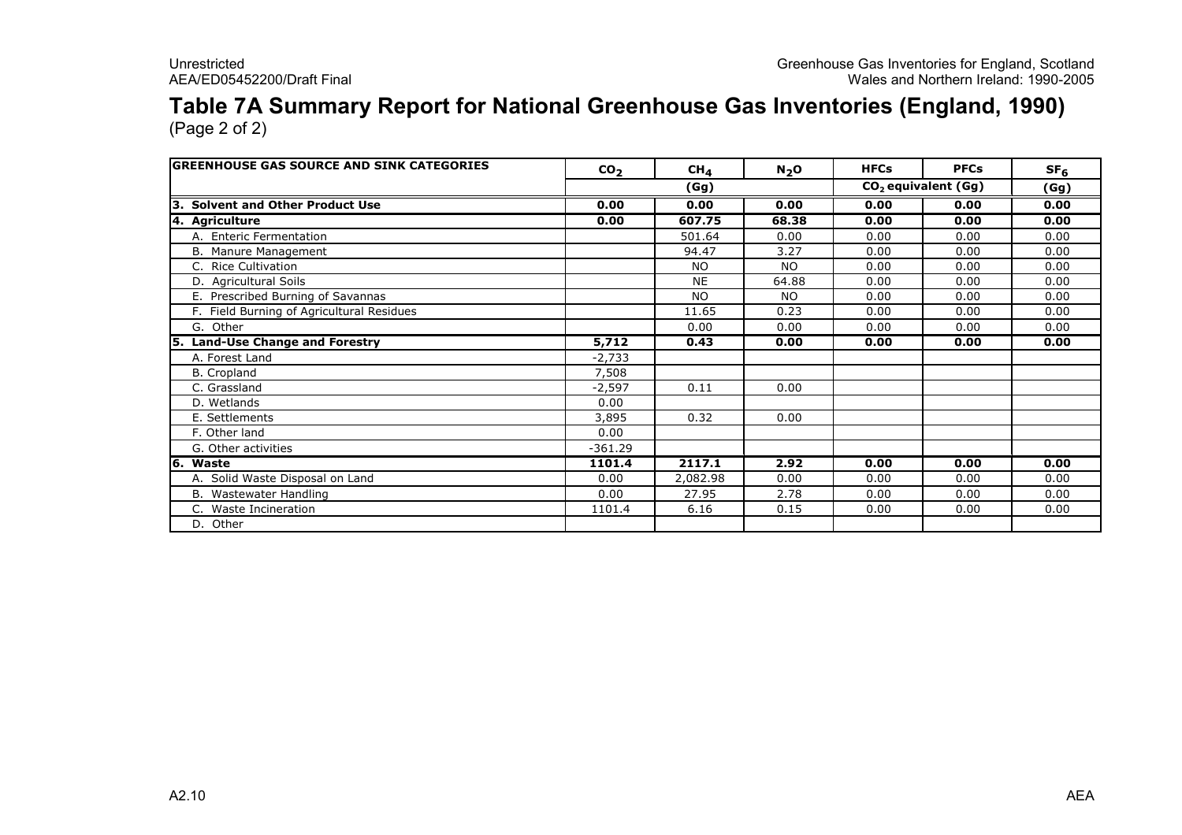# Table 7A Summary Report for National Greenhouse Gas Inventories (England, 1990)

(Page 2 of 2)

| GREENHOUSE GAS SOURCE AND SINK CATEGORIES | $CO_2$ | $CH_4$ | $N_2O$ | HFCs | PFCs | $SF_6$ |
|---|---|---|---|---|---|---|
| | (Gg) | | | $CO_2$ equivalent (Gg) | | (Gg) |
| **3. Solvent and Other Product Use** | **0.00** | **0.00** | **0.00** | **0.00** | **0.00** | **0.00** |
| **4. Agriculture** | **0.00** | **607.75** | **68.38** | **0.00** | **0.00** | **0.00** |
| A. Enteric Fermentation | | 501.64 | 0.00 | 0.00 | 0.00 | 0.00 |
| B. Manure Management | | 94.47 | 3.27 | 0.00 | 0.00 | 0.00 |
| C. Rice Cultivation | | NO | NO | 0.00 | 0.00 | 0.00 |
| D. Agricultural Soils | | NE | 64.88 | 0.00 | 0.00 | 0.00 |
| E. Prescribed Burning of Savannas | | NO | NO | 0.00 | 0.00 | 0.00 |
| F. Field Burning of Agricultural Residues | | 11.65 | 0.23 | 0.00 | 0.00 | 0.00 |
| G. Other | | 0.00 | 0.00 | 0.00 | 0.00 | 0.00 |
| **5. Land-Use Change and Forestry** | **5,712** | **0.43** | **0.00** | **0.00** | **0.00** | **0.00** |
| A. Forest Land | -2,733 | | | | | |
| B. Cropland | 7,508 | | | | | |
| C. Grassland | -2,597 | 0.11 | 0.00 | | | |
| D. Wetlands | 0.00 | | | | | |
| E. Settlements | 3,895 | 0.32 | 0.00 | | | |
| F. Other land | 0.00 | | | | | |
| G. Other activities | -361.29 | | | | | |
| **6. Waste** | **1101.4** | **2117.1** | **2.92** | **0.00** | **0.00** | **0.00** |
| A. Solid Waste Disposal on Land | 0.00 | 2,082.98 | 0.00 | 0.00 | 0.00 | 0.00 |
| B. Wastewater Handling | 0.00 | 27.95 | 2.78 | 0.00 | 0.00 | 0.00 |
| C. Waste Incineration | 1101.4 | 6.16 | 0.15 | 0.00 | 0.00 | 0.00 |
| D. Other | | | | | | |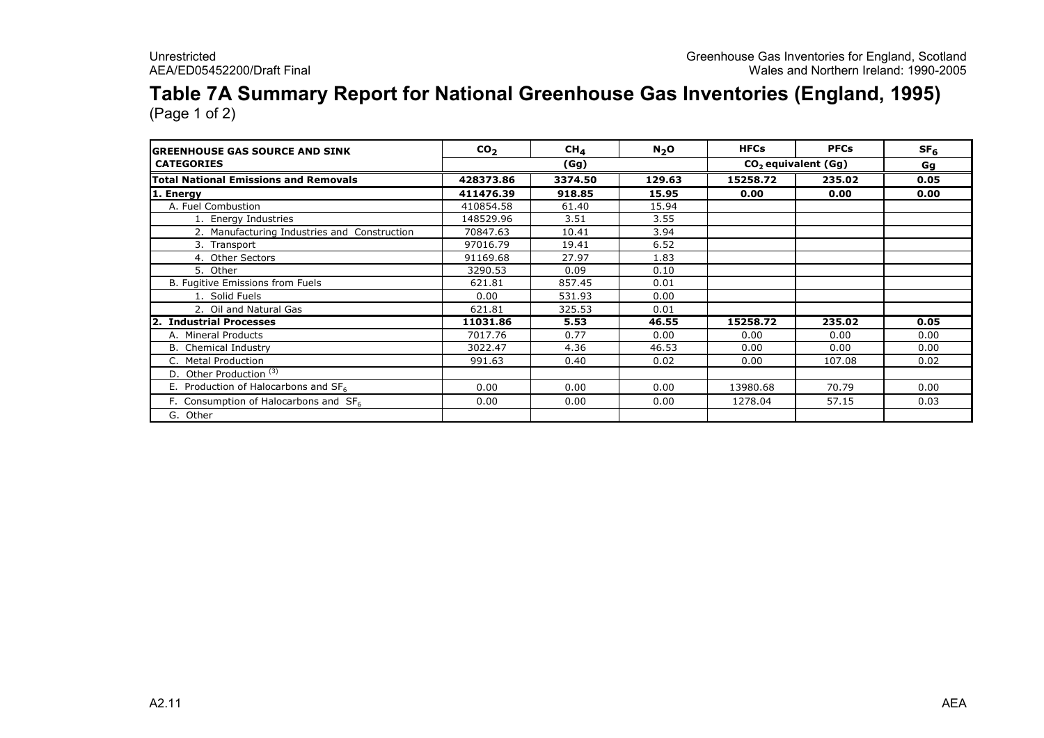# Table 7A Summary Report for National Greenhouse Gas Inventories (England, 1995)

(Page 1 of 2)

| GREENHOUSE GAS SOURCE AND SINK CATEGORIES | $CO_2$ | $CH_4$ | $N_2O$ | HFCs | PFCs | $SF_6$ |
|---|---|---|---|---|---|---|
| | | (Gg) | | $CO_2$ equivalent (Gg) | | Gg |
| **Total National Emissions and Removals** | **428373.86** | **3374.50** | **129.63** | **15258.72** | **235.02** | **0.05** |
| **1. Energy** | **411476.39** | **918.85** | **15.95** | **0.00** | **0.00** | **0.00** |
| A. Fuel Combustion | 410854.58 | 61.40 | 15.94 | | | |
| 1. Energy Industries | 148529.96 | 3.51 | 3.55 | | | |
| 2. Manufacturing Industries and Construction | 70847.63 | 10.41 | 3.94 | | | |
| 3. Transport | 97016.79 | 19.41 | 6.52 | | | |
| 4. Other Sectors | 91169.68 | 27.97 | 1.83 | | | |
| 5. Other | 3290.53 | 0.09 | 0.10 | | | |
| B. Fugitive Emissions from Fuels | 621.81 | 857.45 | 0.01 | | | |
| 1. Solid Fuels | 0.00 | 531.93 | 0.00 | | | |
| 2. Oil and Natural Gas | 621.81 | 325.53 | 0.01 | | | |
| **2. Industrial Processes** | **11031.86** | **5.53** | **46.55** | **15258.72** | **235.02** | **0.05** |
| A. Mineral Products | 7017.76 | 0.77 | 0.00 | 0.00 | 0.00 | 0.00 |
| B. Chemical Industry | 3022.47 | 4.36 | 46.53 | 0.00 | 0.00 | 0.00 |
| C. Metal Production | 991.63 | 0.40 | 0.02 | 0.00 | 107.08 | 0.02 |
| D. Other Production (3) | | | | | | |
| E. Production of Halocarbons and $SF_6$ | 0.00 | 0.00 | 0.00 | 13980.68 | 70.79 | 0.00 |
| F. Consumption of Halocarbons and $SF_6$ | 0.00 | 0.00 | 0.00 | 1278.04 | 57.15 | 0.03 |
| G. Other | | | | | | |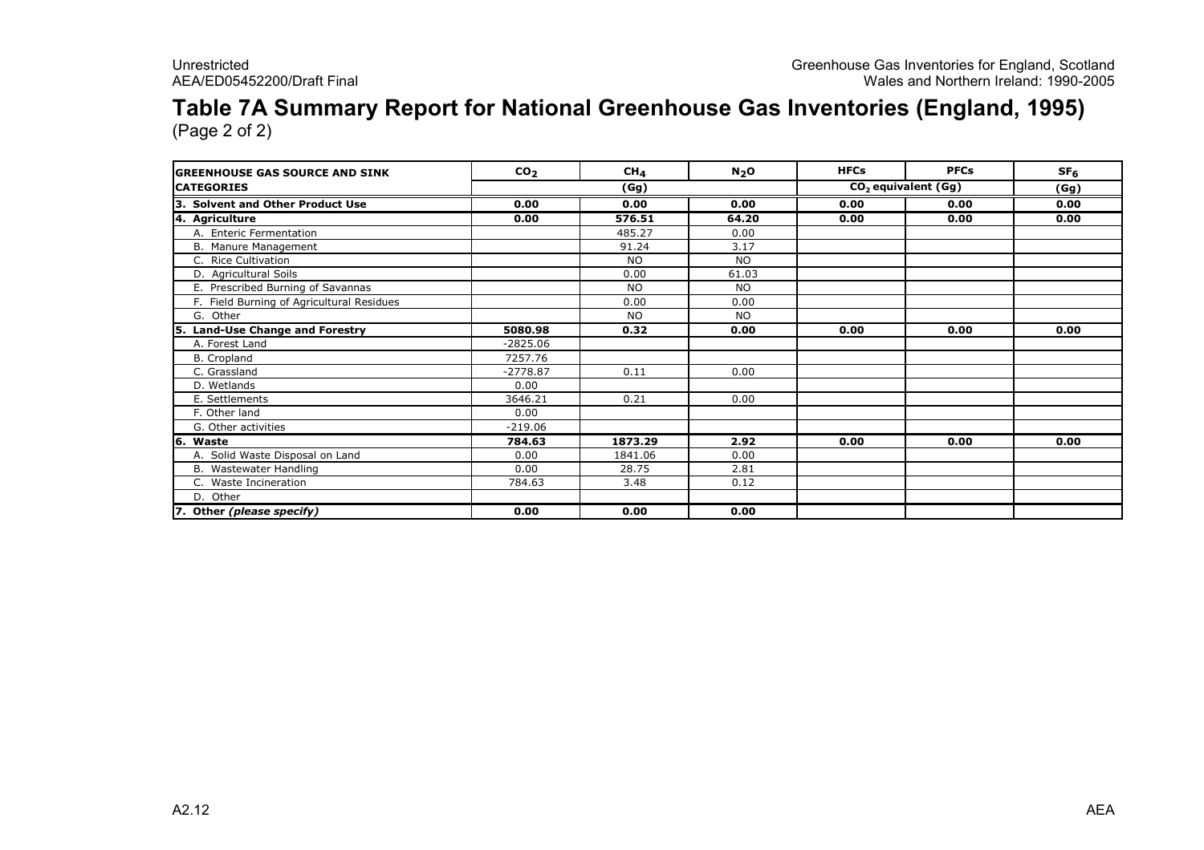# Table 7A Summary Report for National Greenhouse Gas Inventories (England, 1995)

(Page 2 of 2)

| GREENHOUSE GAS SOURCE AND SINK CATEGORIES | $CO_2$ | $CH_4$ | $N_2O$ | HFCs | PFCs | $SF_6$ |
|---|---|---|---|---|---|---|
| | (Gg) | | | $CO_2$ equivalent (Gg) | | (Gg) |
| **3. Solvent and Other Product Use** | **0.00** | **0.00** | **0.00** | **0.00** | **0.00** | **0.00** |
| **4. Agriculture** | **0.00** | **576.51** | **64.20** | **0.00** | **0.00** | **0.00** |
| A. Enteric Fermentation | | 485.27 | 0.00 | | | |
| B. Manure Management | | 91.24 | 3.17 | | | |
| C. Rice Cultivation | | NO | NO | | | |
| D. Agricultural Soils | | 0.00 | 61.03 | | | |
| E. Prescribed Burning of Savannas | | NO | NO | | | |
| F. Field Burning of Agricultural Residues | | 0.00 | 0.00 | | | |
| G. Other | | NO | NO | | | |
| **5. Land-Use Change and Forestry** | **5080.98** | **0.32** | **0.00** | **0.00** | **0.00** | **0.00** |
| A. Forest Land | -2825.06 | | | | | |
| B. Cropland | 7257.76 | | | | | |
| C. Grassland | -2778.87 | 0.11 | 0.00 | | | |
| D. Wetlands | 0.00 | | | | | |
| E. Settlements | 3646.21 | 0.21 | 0.00 | | | |
| F. Other land | 0.00 | | | | | |
| G. Other activities | -219.06 | | | | | |
| **6. Waste** | **784.63** | **1873.29** | **2.92** | **0.00** | **0.00** | **0.00** |
| A. Solid Waste Disposal on Land | 0.00 | 1841.06 | 0.00 | | | |
| B. Wastewater Handling | 0.00 | 28.75 | 2.81 | | | |
| C. Waste Incineration | 784.63 | 3.48 | 0.12 | | | |
| D. Other | | | | | | |
| **7. Other *(please specify)*** | **0.00** | **0.00** | **0.00** | | | |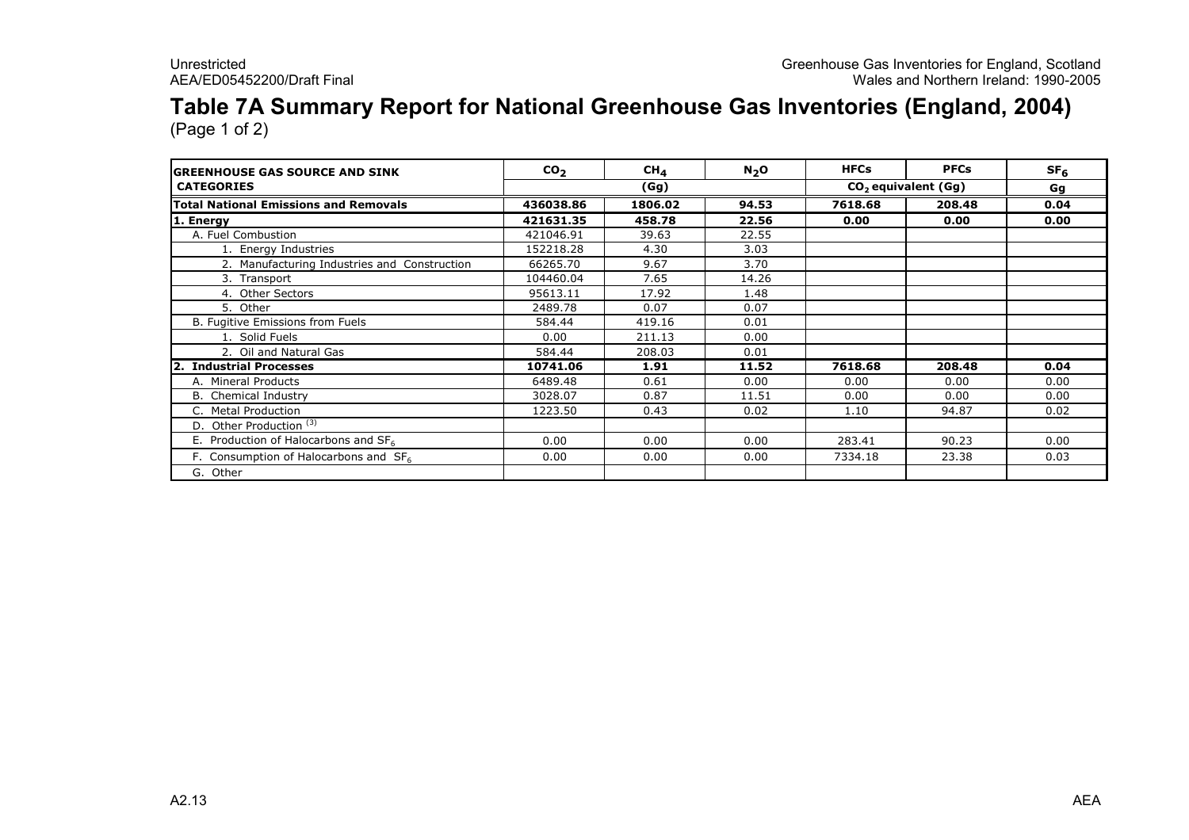# Table 7A Summary Report for National Greenhouse Gas Inventories (England, 2004)

(Page 1 of 2)

| GREENHOUSE GAS SOURCE AND SINK CATEGORIES | $CO_2$ | $CH_4$ | $N_2O$ | HFCs | PFCs | $SF_6$ |
|---|---|---|---|---|---|---|
| | | (Gg) | | $CO_2$ equivalent (Gg) | | Gg |
| **Total National Emissions and Removals** | **436038.86** | **1806.02** | **94.53** | **7618.68** | **208.48** | **0.04** |
| **1. Energy** | **421631.35** | **458.78** | **22.56** | **0.00** | **0.00** | **0.00** |
| A. Fuel Combustion | 421046.91 | 39.63 | 22.55 | | | |
| 1. Energy Industries | 152218.28 | 4.30 | 3.03 | | | |
| 2. Manufacturing Industries and Construction | 66265.70 | 9.67 | 3.70 | | | |
| 3. Transport | 104460.04 | 7.65 | 14.26 | | | |
| 4. Other Sectors | 95613.11 | 17.92 | 1.48 | | | |
| 5. Other | 2489.78 | 0.07 | 0.07 | | | |
| B. Fugitive Emissions from Fuels | 584.44 | 419.16 | 0.01 | | | |
| 1. Solid Fuels | 0.00 | 211.13 | 0.00 | | | |
| 2. Oil and Natural Gas | 584.44 | 208.03 | 0.01 | | | |
| **2. Industrial Processes** | **10741.06** | **1.91** | **11.52** | **7618.68** | **208.48** | **0.04** |
| A. Mineral Products | 6489.48 | 0.61 | 0.00 | 0.00 | 0.00 | 0.00 |
| B. Chemical Industry | 3028.07 | 0.87 | 11.51 | 0.00 | 0.00 | 0.00 |
| C. Metal Production | 1223.50 | 0.43 | 0.02 | 1.10 | 94.87 | 0.02 |
| D. Other Production [3] | | | | | | |
| E. Production of Halocarbons and $SF_6$ | 0.00 | 0.00 | 0.00 | 283.41 | 90.23 | 0.00 |
| F. Consumption of Halocarbons and $SF_6$ | 0.00 | 0.00 | 0.00 | 7334.18 | 23.38 | 0.03 |
| G. Other | | | | | | |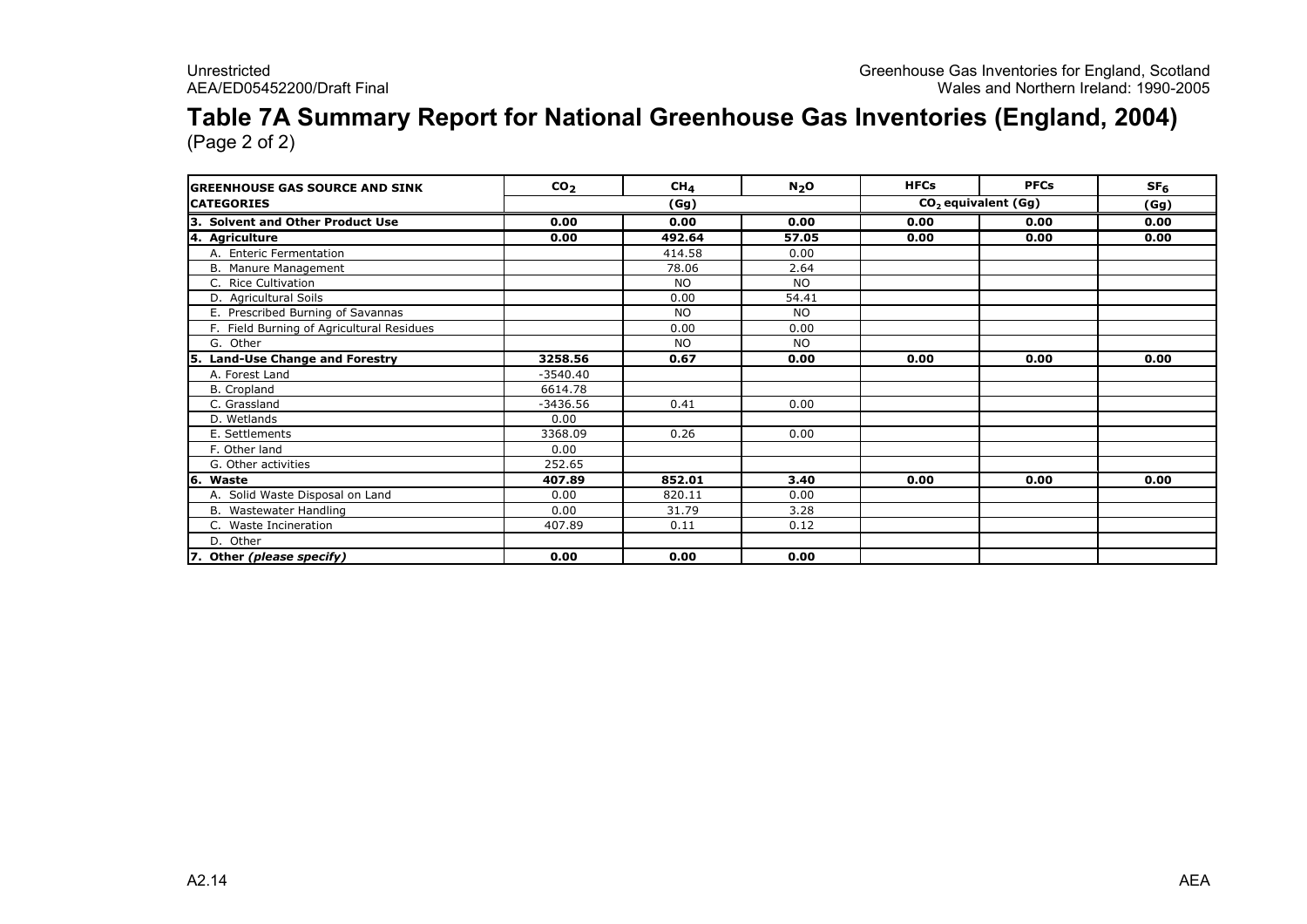# Table 7A Summary Report for National Greenhouse Gas Inventories (England, 2004)

(Page 2 of 2)

| GREENHOUSE GAS SOURCE AND SINK CATEGORIES | $CO_2$ | $CH_4$ | $N_2O$ | HFCs | PFCs | $SF_6$ |
|---|---|---|---|---|---|---|
| | (Gg) | | | $CO_2$ equivalent (Gg) | | (Gg) |
| **3. Solvent and Other Product Use** | **0.00** | **0.00** | **0.00** | **0.00** | **0.00** | **0.00** |
| **4. Agriculture** | **0.00** | **492.64** | **57.05** | **0.00** | **0.00** | **0.00** |
| A. Enteric Fermentation | | 414.58 | 0.00 | | | |
| B. Manure Management | | 78.06 | 2.64 | | | |
| C. Rice Cultivation | | NO | NO | | | |
| D. Agricultural Soils | | 0.00 | 54.41 | | | |
| E. Prescribed Burning of Savannas | | NO | NO | | | |
| F. Field Burning of Agricultural Residues | | 0.00 | 0.00 | | | |
| G. Other | | NO | NO | | | |
| **5. Land-Use Change and Forestry** | **3258.56** | **0.67** | **0.00** | **0.00** | **0.00** | **0.00** |
| A. Forest Land | -3540.40 | | | | | |
| B. Cropland | 6614.78 | | | | | |
| C. Grassland | -3436.56 | 0.41 | 0.00 | | | |
| D. Wetlands | 0.00 | | | | | |
| E. Settlements | 3368.09 | 0.26 | 0.00 | | | |
| F. Other land | 0.00 | | | | | |
| G. Other activities | 252.65 | | | | | |
| **6. Waste** | **407.89** | **852.01** | **3.40** | **0.00** | **0.00** | **0.00** |
| A. Solid Waste Disposal on Land | 0.00 | 820.11 | 0.00 | | | |
| B. Wastewater Handling | 0.00 | 31.79 | 3.28 | | | |
| C. Waste Incineration | 407.89 | 0.11 | 0.12 | | | |
| D. Other | | | | | | |
| **7. Other *(please specify)*** | **0.00** | **0.00** | **0.00** | | | |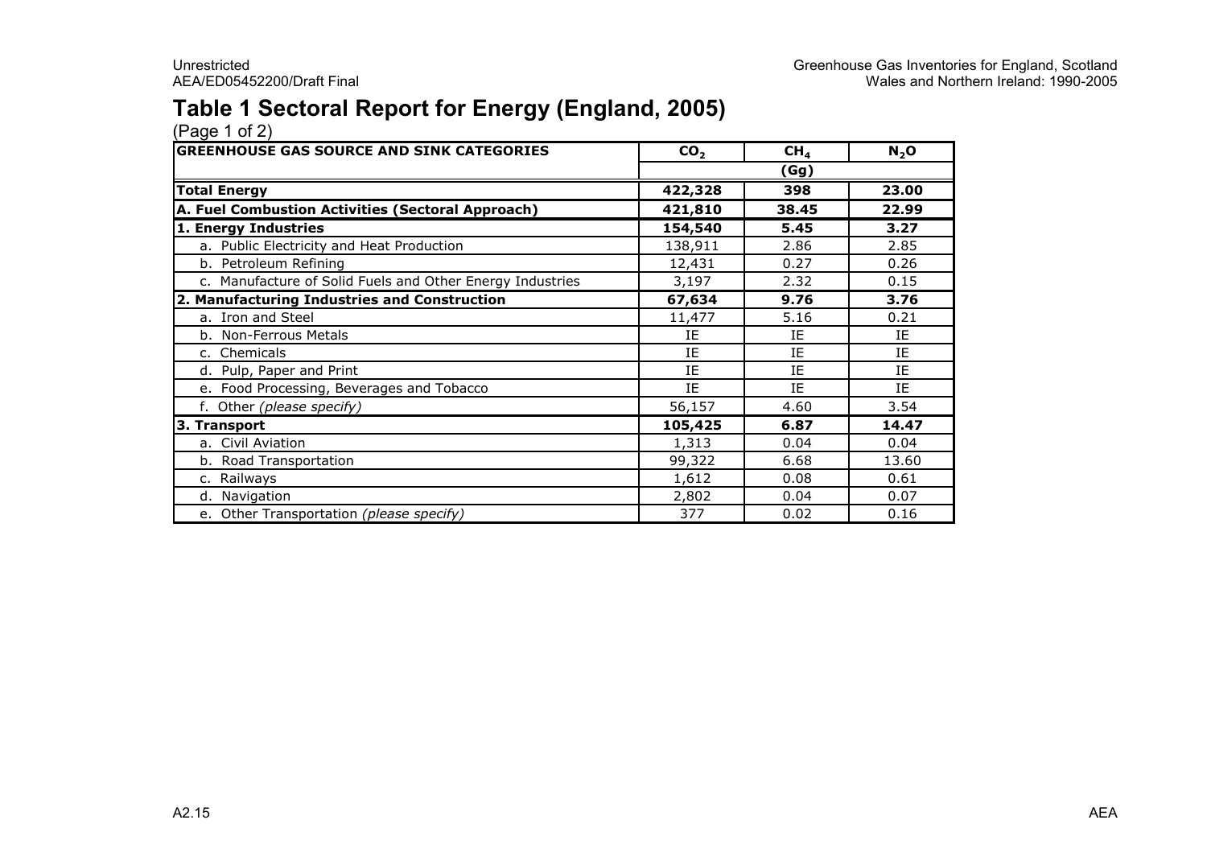# Table 1 Sectoral Report for Energy (England, 2005)

(Page 1 of 2)

| GREENHOUSE GAS SOURCE AND SINK CATEGORIES | $CO_2$ | $CH_4$ | $N_2O$ |
|---|---|---|---|
| | | (Gg) | |
| **Total Energy** | **422,328** | **398** | **23.00** |
| **A. Fuel Combustion Activities (Sectoral Approach)** | **421,810** | **38.45** | **22.99** |
| **1. Energy Industries** | **154,540** | **5.45** | **3.27** |
| a. Public Electricity and Heat Production | 138,911 | 2.86 | 2.85 |
| b. Petroleum Refining | 12,431 | 0.27 | 0.26 |
| c. Manufacture of Solid Fuels and Other Energy Industries | 3,197 | 2.32 | 0.15 |
| **2. Manufacturing Industries and Construction** | **67,634** | **9.76** | **3.76** |
| a. Iron and Steel | 11,477 | 5.16 | 0.21 |
| b. Non-Ferrous Metals | IE | IE | IE |
| c. Chemicals | IE | IE | IE |
| d. Pulp, Paper and Print | IE | IE | IE |
| e. Food Processing, Beverages and Tobacco | IE | IE | IE |
| f. Other *(please specify)* | 56,157 | 4.60 | 3.54 |
| **3. Transport** | **105,425** | **6.87** | **14.47** |
| a. Civil Aviation | 1,313 | 0.04 | 0.04 |
| b. Road Transportation | 99,322 | 6.68 | 13.60 |
| c. Railways | 1,612 | 0.08 | 0.61 |
| d. Navigation | 2,802 | 0.04 | 0.07 |
| e. Other Transportation *(please specify)* | 377 | 0.02 | 0.16 |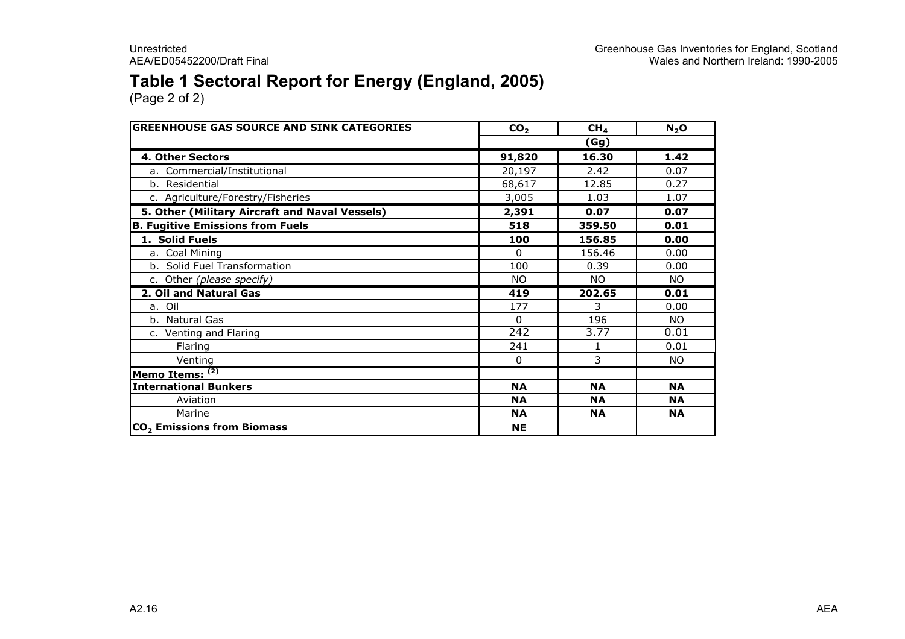# Table 1 Sectoral Report for Energy (England, 2005)

(Page 2 of 2)

| GREENHOUSE GAS SOURCE AND SINK CATEGORIES | $CO_2$ | $CH_4$ | $N_2O$ |
|---|---|---|---|
| | (Gg) | | |
| **4. Other Sectors** | **91,820** | **16.30** | **1.42** |
| a. Commercial/Institutional | 20,197 | 2.42 | 0.07 |
| b. Residential | 68,617 | 12.85 | 0.27 |
| c. Agriculture/Forestry/Fisheries | 3,005 | 1.03 | 1.07 |
| **5. Other (Military Aircraft and Naval Vessels)** | **2,391** | **0.07** | **0.07** |
| **B. Fugitive Emissions from Fuels** | **518** | **359.50** | **0.01** |
| **1. Solid Fuels** | **100** | **156.85** | **0.00** |
| a. Coal Mining | 0 | 156.46 | 0.00 |
| b. Solid Fuel Transformation | 100 | 0.39 | 0.00 |
| c. Other *(please specify)* | NO | NO | NO |
| **2. Oil and Natural Gas** | **419** | **202.65** | **0.01** |
| a. Oil | 177 | 3 | 0.00 |
| b. Natural Gas | 0 | 196 | NO |
| c. Venting and Flaring | 242 | 3.77 | 0.01 |
| Flaring | 241 | 1 | 0.01 |
| Venting | 0 | 3 | NO |
| **Memo Items:** [(2)] | | | |
| **International Bunkers** | **NA** | **NA** | **NA** |
| Aviation | **NA** | **NA** | **NA** |
| Marine | **NA** | **NA** | **NA** |
| **$CO_2$ Emissions from Biomass** | **NE** | | |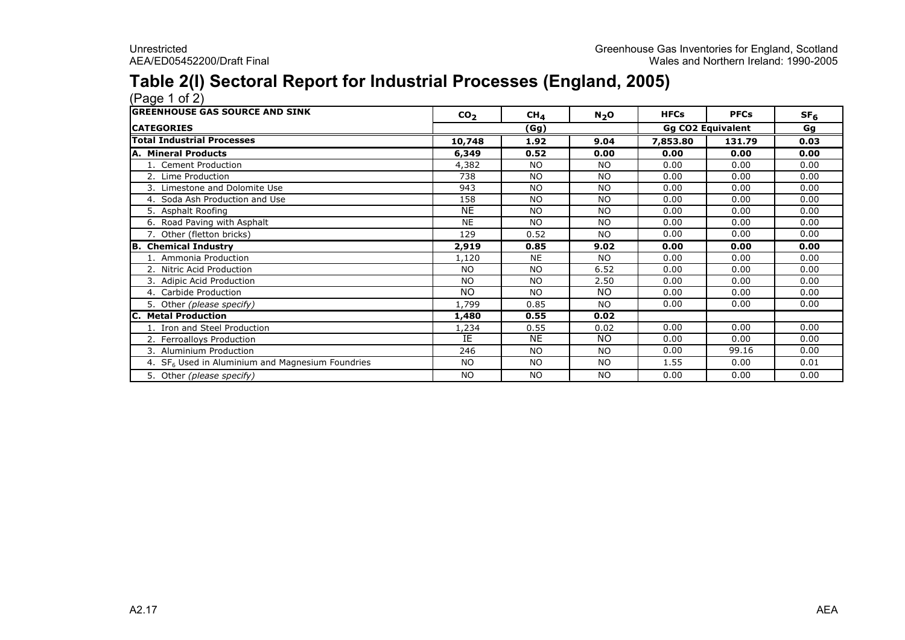# Table 2(I) Sectoral Report for Industrial Processes (England, 2005)

(Page 1 of 2)

| GREENHOUSE GAS SOURCE AND SINK | $CO_2$ | $CH_4$ | $N_2O$ | HFCs | PFCs | $SF_6$ |
|---|---|---|---|---|---|---|
| **CATEGORIES** | (Gg) | | | Gg CO2 Equivalent | | Gg |
| **Total Industrial Processes** | **10,748** | **1.92** | **9.04** | **7,853.80** | **131.79** | **0.03** |
| **A. Mineral Products** | **6,349** | **0.52** | **0.00** | **0.00** | **0.00** | **0.00** |
| 1. Cement Production | 4,382 | NO | NO | 0.00 | 0.00 | 0.00 |
| 2. Lime Production | 738 | NO | NO | 0.00 | 0.00 | 0.00 |
| 3. Limestone and Dolomite Use | 943 | NO | NO | 0.00 | 0.00 | 0.00 |
| 4. Soda Ash Production and Use | 158 | NO | NO | 0.00 | 0.00 | 0.00 |
| 5. Asphalt Roofing | NE | NO | NO | 0.00 | 0.00 | 0.00 |
| 6. Road Paving with Asphalt | NE | NO | NO | 0.00 | 0.00 | 0.00 |
| 7. Other (fletton bricks) | 129 | 0.52 | NO | 0.00 | 0.00 | 0.00 |
| **B. Chemical Industry** | **2,919** | **0.85** | **9.02** | **0.00** | **0.00** | **0.00** |
| 1. Ammonia Production | 1,120 | NE | NO | 0.00 | 0.00 | 0.00 |
| 2. Nitric Acid Production | NO | NO | 6.52 | 0.00 | 0.00 | 0.00 |
| 3. Adipic Acid Production | NO | NO | 2.50 | 0.00 | 0.00 | 0.00 |
| 4. Carbide Production | NO | NO | NO | 0.00 | 0.00 | 0.00 |
| 5. Other *(please specify)* | 1,799 | 0.85 | NO | 0.00 | 0.00 | 0.00 |
| **C. Metal Production** | **1,480** | **0.55** | **0.02** | | | |
| 1. Iron and Steel Production | 1,234 | 0.55 | 0.02 | 0.00 | 0.00 | 0.00 |
| 2. Ferroalloys Production | IE | NE | NO | 0.00 | 0.00 | 0.00 |
| 3. Aluminium Production | 246 | NO | NO | 0.00 | 99.16 | 0.00 |
| 4. $SF_6$ Used in Aluminium and Magnesium Foundries | NO | NO | NO | 1.55 | 0.00 | 0.01 |
| 5. Other *(please specify)* | NO | NO | NO | 0.00 | 0.00 | 0.00 |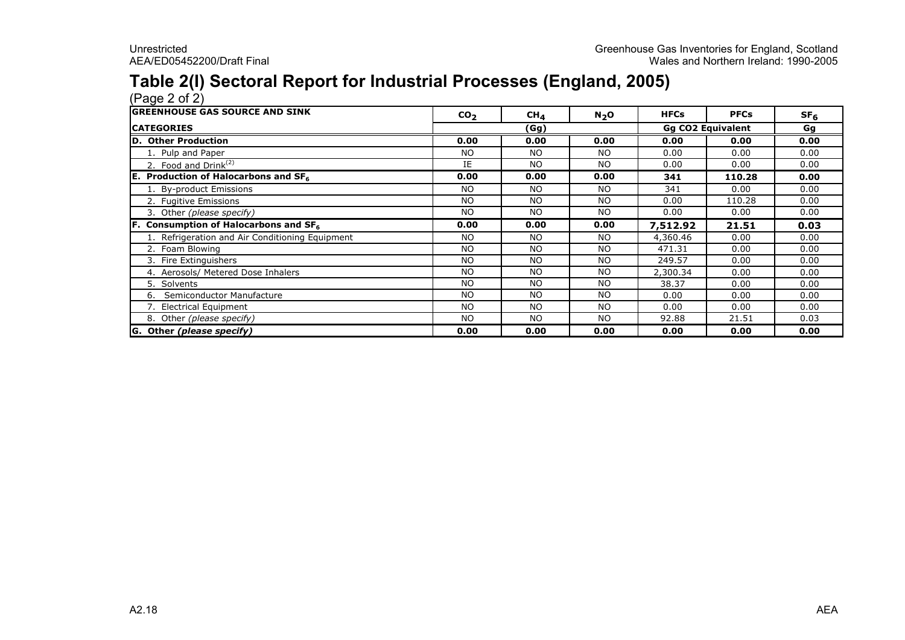# Table 2(I) Sectoral Report for Industrial Processes (England, 2005)

(Page 2 of 2)

| GREENHOUSE GAS SOURCE AND SINK | $CO_2$ | $CH_4$ | $N_2O$ | HFCs | PFCs | $SF_6$ |
|---|---|---|---|---|---|---|
| **CATEGORIES** | | (Gg) | | Gg CO2 Equivalent | | Gg |
| **D. Other Production** | **0.00** | **0.00** | **0.00** | **0.00** | **0.00** | **0.00** |
| 1. Pulp and Paper | NO | NO | NO | 0.00 | 0.00 | 0.00 |
| 2. Food and Drink[(2)] | IE | NO | NO | 0.00 | 0.00 | 0.00 |
| **E. Production of Halocarbons and $SF_6$** | **0.00** | **0.00** | **0.00** | **341** | **110.28** | **0.00** |
| 1. By-product Emissions | NO | NO | NO | 341 | 0.00 | 0.00 |
| 2. Fugitive Emissions | NO | NO | NO | 0.00 | 110.28 | 0.00 |
| 3. Other *(please specify)* | NO | NO | NO | 0.00 | 0.00 | 0.00 |
| **F. Consumption of Halocarbons and $SF_6$** | **0.00** | **0.00** | **0.00** | **7,512.92** | **21.51** | **0.03** |
| 1. Refrigeration and Air Conditioning Equipment | NO | NO | NO | 4,360.46 | 0.00 | 0.00 |
| 2. Foam Blowing | NO | NO | NO | 471.31 | 0.00 | 0.00 |
| 3. Fire Extinguishers | NO | NO | NO | 249.57 | 0.00 | 0.00 |
| 4. Aerosols/ Metered Dose Inhalers | NO | NO | NO | 2,300.34 | 0.00 | 0.00 |
| 5. Solvents | NO | NO | NO | 38.37 | 0.00 | 0.00 |
| 6. Semiconductor Manufacture | NO | NO | NO | 0.00 | 0.00 | 0.00 |
| 7. Electrical Equipment | NO | NO | NO | 0.00 | 0.00 | 0.00 |
| 8. Other *(please specify)* | NO | NO | NO | 92.88 | 21.51 | 0.03 |
| **G. Other *(please specify)*** | **0.00** | **0.00** | **0.00** | **0.00** | **0.00** | **0.00** |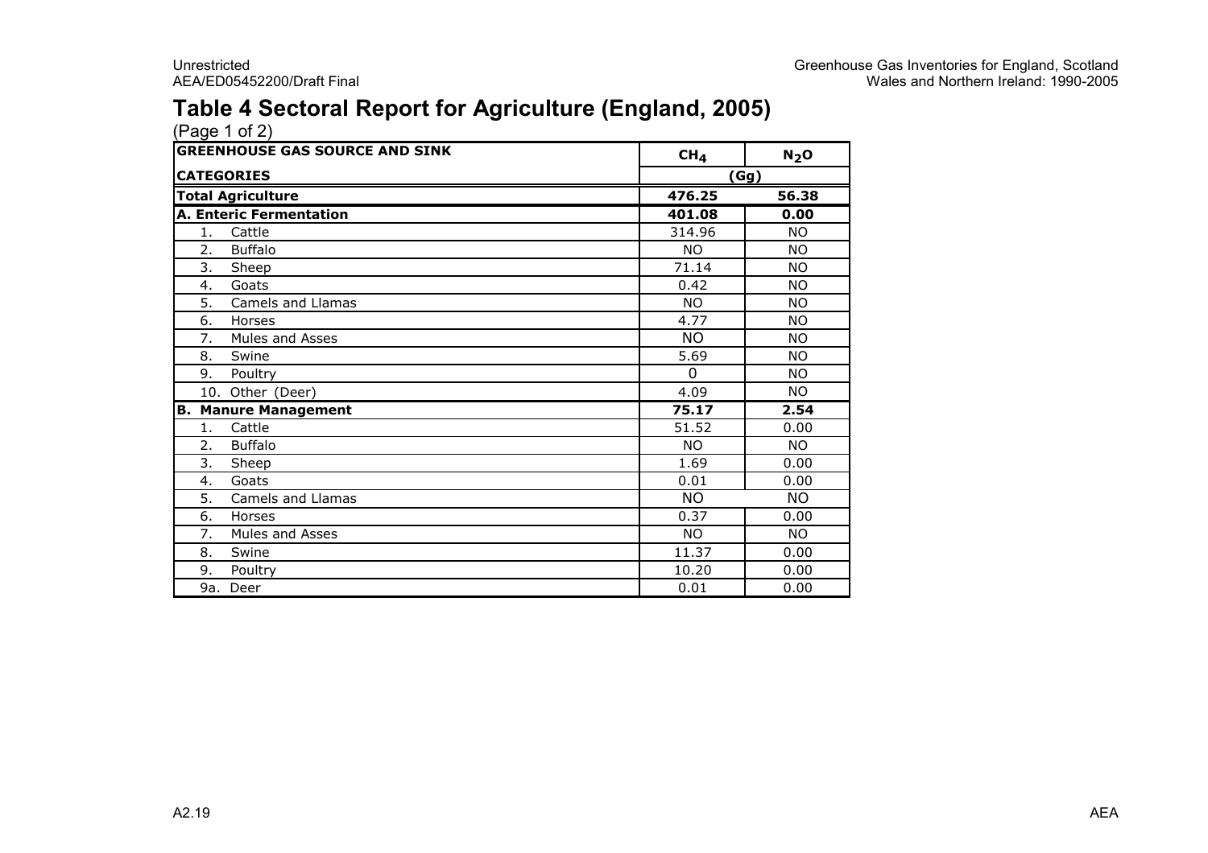# Table 4 Sectoral Report for Agriculture (England, 2005)

(Page 1 of 2)

| GREENHOUSE GAS SOURCE AND SINK | $CH_4$ | $N_2O$ |
|---|---|---|
| CATEGORIES | (Gg) | |
| **Total Agriculture** | **476.25** | **56.38** |
| **A. Enteric Fermentation** | **401.08** | **0.00** |
| 1. Cattle | 314.96 | NO |
| 2. Buffalo | NO | NO |
| 3. Sheep | 71.14 | NO |
| 4. Goats | 0.42 | NO |
| 5. Camels and Llamas | NO | NO |
| 6. Horses | 4.77 | NO |
| 7. Mules and Asses | NO | NO |
| 8. Swine | 5.69 | NO |
| 9. Poultry | 0 | NO |
| 10. Other (Deer) | 4.09 | NO |
| **B. Manure Management** | **75.17** | **2.54** |
| 1. Cattle | 51.52 | 0.00 |
| 2. Buffalo | NO | NO |
| 3. Sheep | 1.69 | 0.00 |
| 4. Goats | 0.01 | 0.00 |
| 5. Camels and Llamas | NO | NO |
| 6. Horses | 0.37 | 0.00 |
| 7. Mules and Asses | NO | NO |
| 8. Swine | 11.37 | 0.00 |
| 9. Poultry | 10.20 | 0.00 |
| 9a. Deer | 0.01 | 0.00 |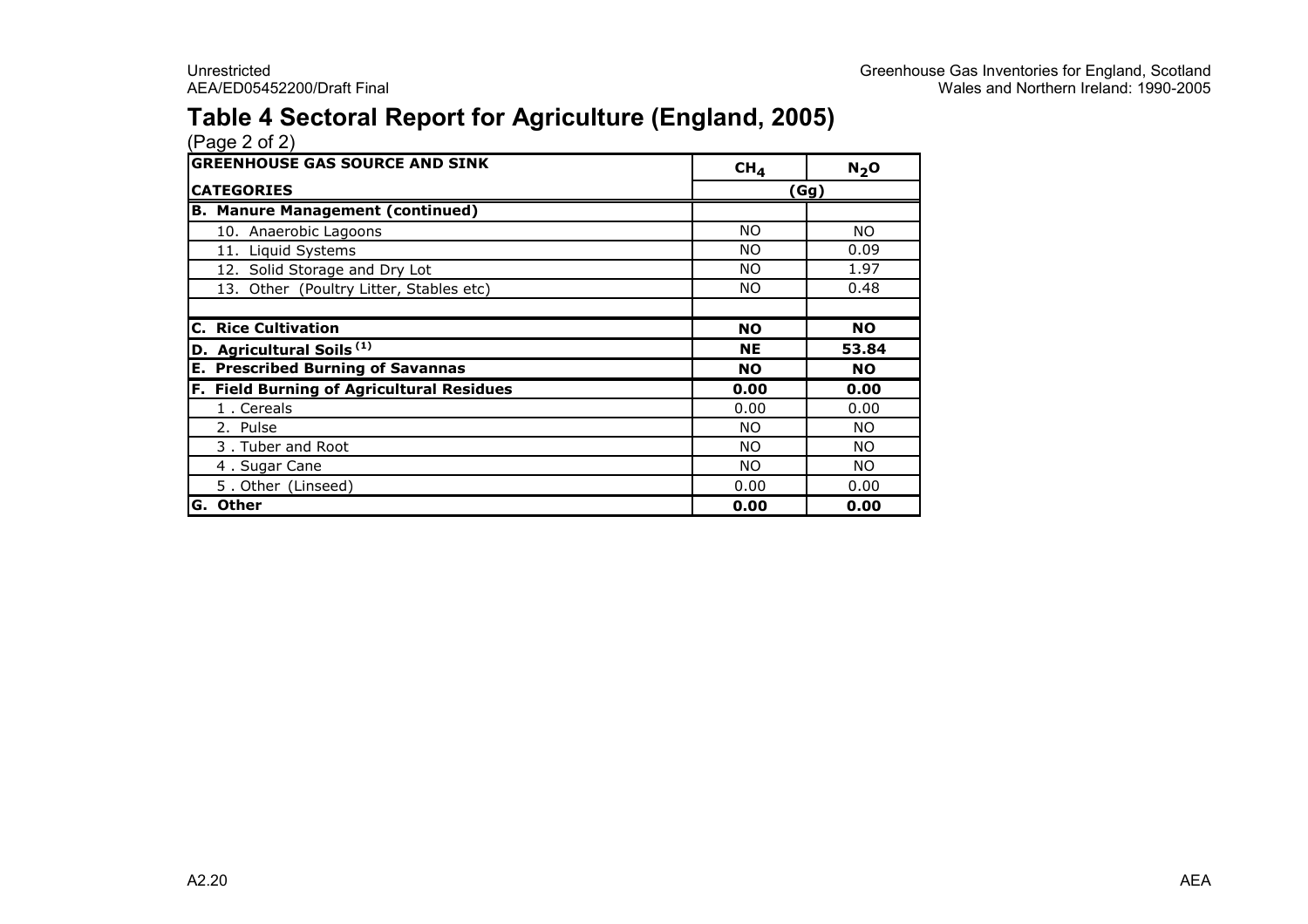# Table 4 Sectoral Report for Agriculture (England, 2005)

(Page 2 of 2)

| GREENHOUSE GAS SOURCE AND SINK | $CH_4$ | $N_2O$ |
|---|---|---|
| **CATEGORIES** | (Gg) | |
| **B. Manure Management (continued)** | | |
| 10. Anaerobic Lagoons | NO | NO |
| 11. Liquid Systems | NO | 0.09 |
| 12. Solid Storage and Dry Lot | NO | 1.97 |
| 13. Other (Poultry Litter, Stables etc) | NO | 0.48 |
| | | |
| **C. Rice Cultivation** | **NO** | **NO** |
| **D. Agricultural Soils (1)** | **NE** | **53.84** |
| **E. Prescribed Burning of Savannas** | **NO** | **NO** |
| **F. Field Burning of Agricultural Residues** | **0.00** | **0.00** |
| 1 . Cereals | 0.00 | 0.00 |
| 2. Pulse | NO | NO |
| 3 . Tuber and Root | NO | NO |
| 4 . Sugar Cane | NO | NO |
| 5 . Other (Linseed) | 0.00 | 0.00 |
| **G. Other** | **0.00** | **0.00** |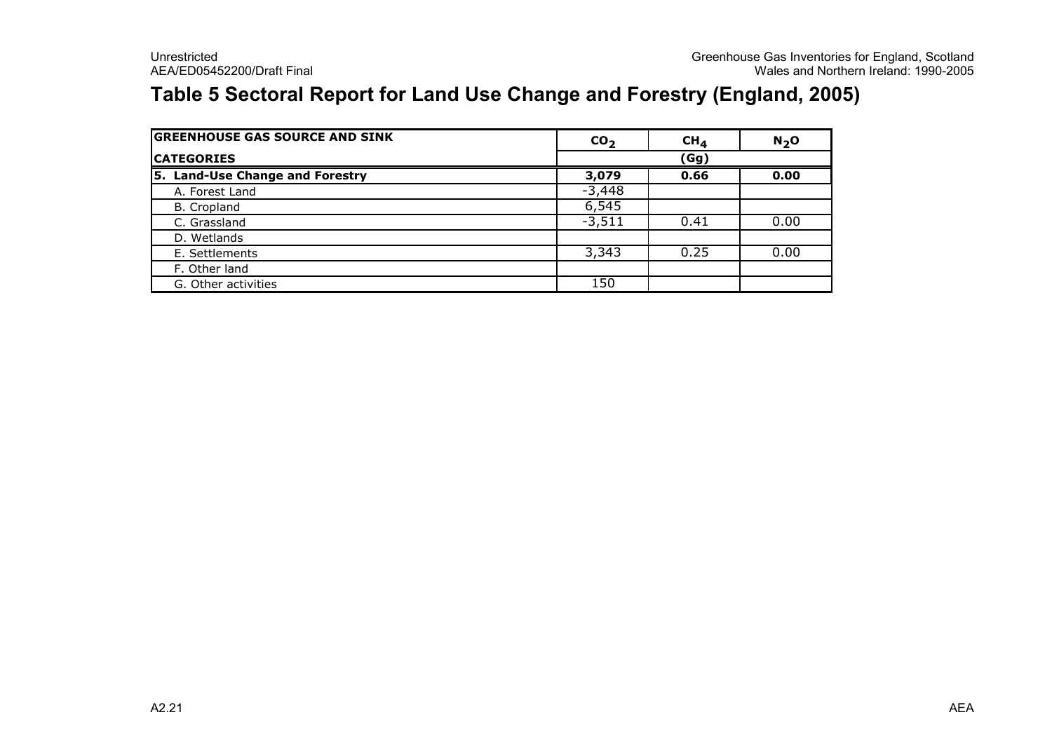# Table 5 Sectoral Report for Land Use Change and Forestry (England, 2005)

| GREENHOUSE GAS SOURCE AND SINK | $CO_2$ | $CH_4$ | $N_2O$ |
|---|---|---|---|
| CATEGORIES | (Gg) | | |
| **5. Land-Use Change and Forestry** | **3,079** | **0.66** | **0.00** |
| A. Forest Land | -3,448 | | |
| B. Cropland | 6,545 | | |
| C. Grassland | -3,511 | 0.41 | 0.00 |
| D. Wetlands | | | |
| E. Settlements | 3,343 | 0.25 | 0.00 |
| F. Other land | | | |
| G. Other activities | 150 | | |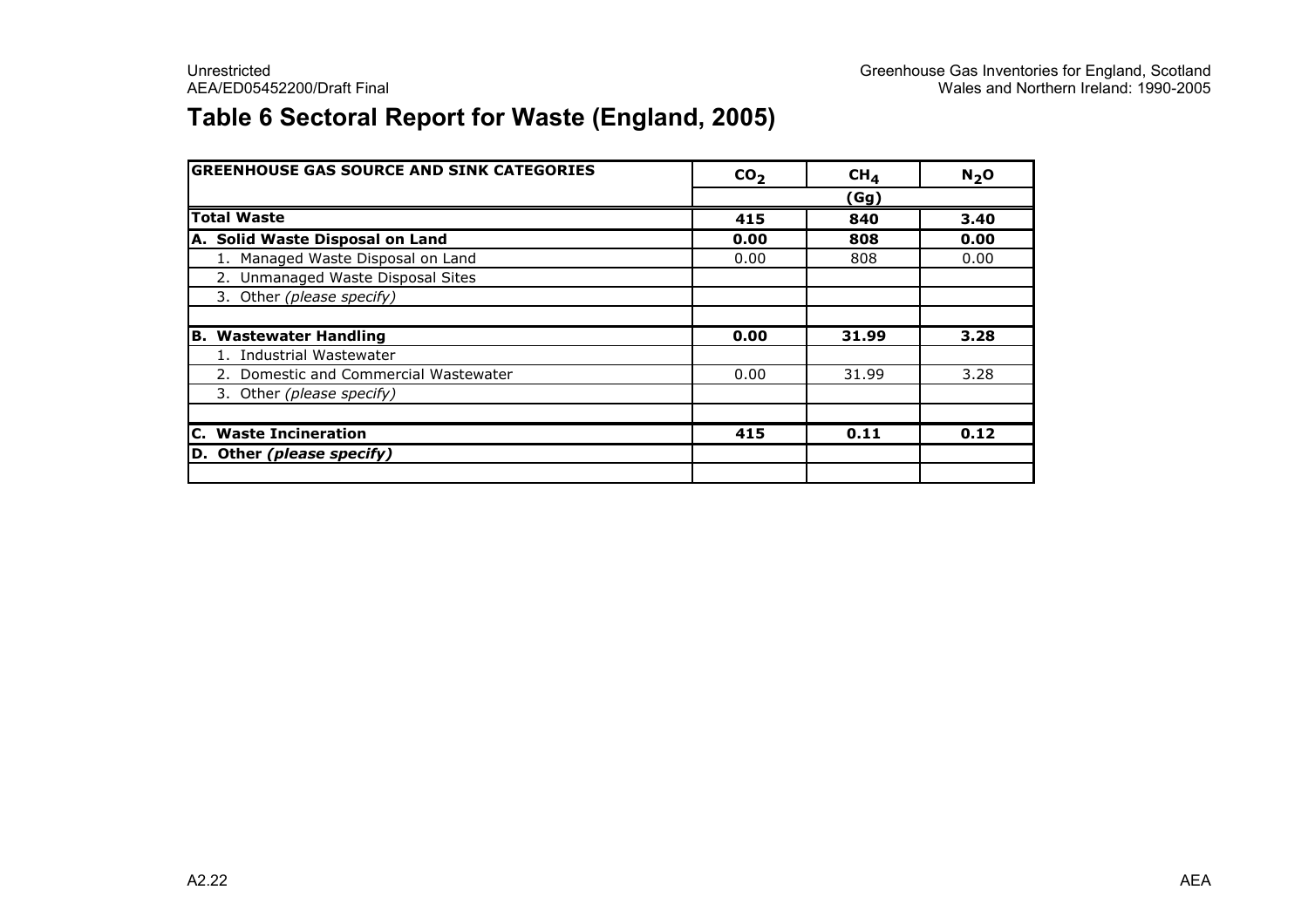# Table 6 Sectoral Report for Waste (England, 2005)

| GREENHOUSE GAS SOURCE AND SINK CATEGORIES | $CO_2$ | $CH_4$ | $N_2O$ |
|---|---|---|---|
| | (Gg) | | |
| **Total Waste** | **415** | **840** | **3.40** |
| **A. Solid Waste Disposal on Land** | **0.00** | **808** | **0.00** |
| 1. Managed Waste Disposal on Land | 0.00 | 808 | 0.00 |
| 2. Unmanaged Waste Disposal Sites | | | |
| 3. Other *(please specify)* | | | |
| | | | |
| **B. Wastewater Handling** | **0.00** | **31.99** | **3.28** |
| 1. Industrial Wastewater | | | |
| 2. Domestic and Commercial Wastewater | 0.00 | 31.99 | 3.28 |
| 3. Other *(please specify)* | | | |
| | | | |
| **C. Waste Incineration** | **415** | **0.11** | **0.12** |
| **D. Other *(please specify)*** | | | |
| | | | |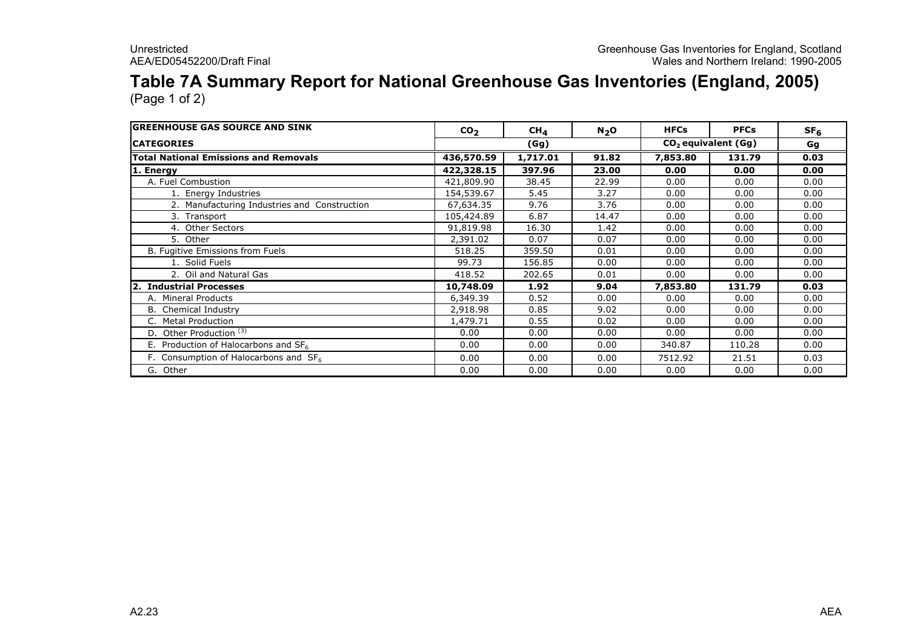# Table 7A Summary Report for National Greenhouse Gas Inventories (England, 2005)

(Page 1 of 2)

| GREENHOUSE GAS SOURCE AND SINK | $CO_2$ | $CH_4$ | $N_2O$ | HFCs | PFCs | $SF_6$ |
|---|---|---|---|---|---|---|
| CATEGORIES | (Gg) | | | $CO_2$ equivalent (Gg) | | Gg |
| **Total National Emissions and Removals** | **436,570.59** | **1,717.01** | **91.82** | **7,853.80** | **131.79** | **0.03** |
| **1. Energy** | **422,328.15** | **397.96** | **23.00** | **0.00** | **0.00** | **0.00** |
| A. Fuel Combustion | 421,809.90 | 38.45 | 22.99 | 0.00 | 0.00 | 0.00 |
| 1. Energy Industries | 154,539.67 | 5.45 | 3.27 | 0.00 | 0.00 | 0.00 |
| 2. Manufacturing Industries and Construction | 67,634.35 | 9.76 | 3.76 | 0.00 | 0.00 | 0.00 |
| 3. Transport | 105,424.89 | 6.87 | 14.47 | 0.00 | 0.00 | 0.00 |
| 4. Other Sectors | 91,819.98 | 16.30 | 1.42 | 0.00 | 0.00 | 0.00 |
| 5. Other | 2,391.02 | 0.07 | 0.07 | 0.00 | 0.00 | 0.00 |
| B. Fugitive Emissions from Fuels | 518.25 | 359.50 | 0.01 | 0.00 | 0.00 | 0.00 |
| 1. Solid Fuels | 99.73 | 156.85 | 0.00 | 0.00 | 0.00 | 0.00 |
| 2. Oil and Natural Gas | 418.52 | 202.65 | 0.01 | 0.00 | 0.00 | 0.00 |
| **2. Industrial Processes** | **10,748.09** | **1.92** | **9.04** | **7,853.80** | **131.79** | **0.03** |
| A. Mineral Products | 6,349.39 | 0.52 | 0.00 | 0.00 | 0.00 | 0.00 |
| B. Chemical Industry | 2,918.98 | 0.85 | 9.02 | 0.00 | 0.00 | 0.00 |
| C. Metal Production | 1,479.71 | 0.55 | 0.02 | 0.00 | 0.00 | 0.00 |
| D. Other Production [3] | 0.00 | 0.00 | 0.00 | 0.00 | 0.00 | 0.00 |
| E. Production of Halocarbons and $SF_6$ | 0.00 | 0.00 | 0.00 | 340.87 | 110.28 | 0.00 |
| F. Consumption of Halocarbons and $SF_6$ | 0.00 | 0.00 | 0.00 | 7512.92 | 21.51 | 0.03 |
| G. Other | 0.00 | 0.00 | 0.00 | 0.00 | 0.00 | 0.00 |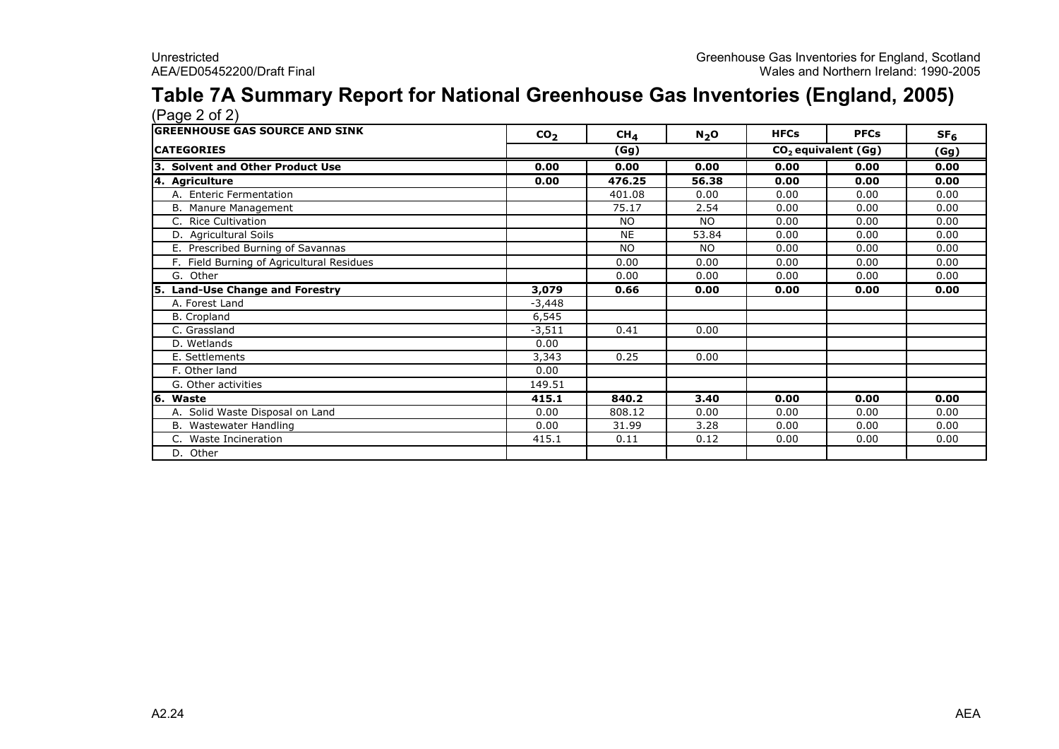# Table 7A Summary Report for National Greenhouse Gas Inventories (England, 2005)

(Page 2 of 2)

| GREENHOUSE GAS SOURCE AND SINK | $CO_2$ | $CH_4$ | $N_2O$ | HFCs | PFCs | $SF_6$ |
|---|---|---|---|---|---|---|
| CATEGORIES | (Gg) | | | $CO_2$ equivalent (Gg) | | (Gg) |
| **3. Solvent and Other Product Use** | **0.00** | **0.00** | **0.00** | **0.00** | **0.00** | **0.00** |
| **4. Agriculture** | **0.00** | **476.25** | **56.38** | **0.00** | **0.00** | **0.00** |
| A. Enteric Fermentation | | 401.08 | 0.00 | 0.00 | 0.00 | 0.00 |
| B. Manure Management | | 75.17 | 2.54 | 0.00 | 0.00 | 0.00 |
| C. Rice Cultivation | | NO | NO | 0.00 | 0.00 | 0.00 |
| D. Agricultural Soils | | NE | 53.84 | 0.00 | 0.00 | 0.00 |
| E. Prescribed Burning of Savannas | | NO | NO | 0.00 | 0.00 | 0.00 |
| F. Field Burning of Agricultural Residues | | 0.00 | 0.00 | 0.00 | 0.00 | 0.00 |
| G. Other | | 0.00 | 0.00 | 0.00 | 0.00 | 0.00 |
| **5. Land-Use Change and Forestry** | **3,079** | **0.66** | **0.00** | **0.00** | **0.00** | **0.00** |
| A. Forest Land | -3,448 | | | | | |
| B. Cropland | 6,545 | | | | | |
| C. Grassland | -3,511 | 0.41 | 0.00 | | | |
| D. Wetlands | 0.00 | | | | | |
| E. Settlements | 3,343 | 0.25 | 0.00 | | | |
| F. Other land | 0.00 | | | | | |
| G. Other activities | 149.51 | | | | | |
| **6. Waste** | **415.1** | **840.2** | **3.40** | **0.00** | **0.00** | **0.00** |
| A. Solid Waste Disposal on Land | 0.00 | 808.12 | 0.00 | 0.00 | 0.00 | 0.00 |
| B. Wastewater Handling | 0.00 | 31.99 | 3.28 | 0.00 | 0.00 | 0.00 |
| C. Waste Incineration | 415.1 | 0.11 | 0.12 | 0.00 | 0.00 | 0.00 |
| D. Other | | | | | | |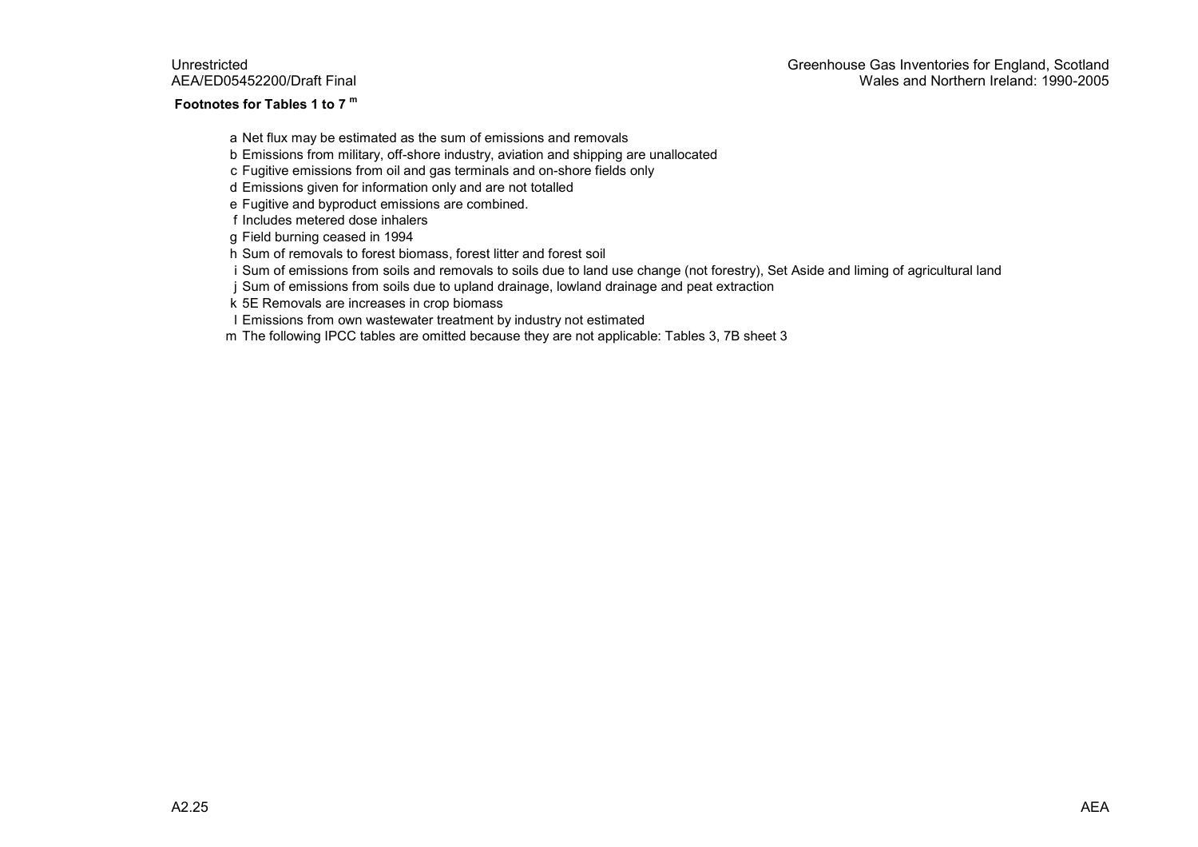**Footnotes for Tables 1 to 7 [m]**

a Net flux may be estimated as the sum of emissions and removals
b Emissions from military, off-shore industry, aviation and shipping are unallocated
c Fugitive emissions from oil and gas terminals and on-shore fields only
d Emissions given for information only and are not totalled
e Fugitive and byproduct emissions are combined.
f Includes metered dose inhalers
g Field burning ceased in 1994
h Sum of removals to forest biomass, forest litter and forest soil
i Sum of emissions from soils and removals to soils due to land use change (not forestry), Set Aside and liming of agricultural land
j Sum of emissions from soils due to upland drainage, lowland drainage and peat extraction
k 5E Removals are increases in crop biomass
l Emissions from own wastewater treatment by industry not estimated
m The following IPCC tables are omitted because they are not applicable: Tables 3, 7B sheet 3